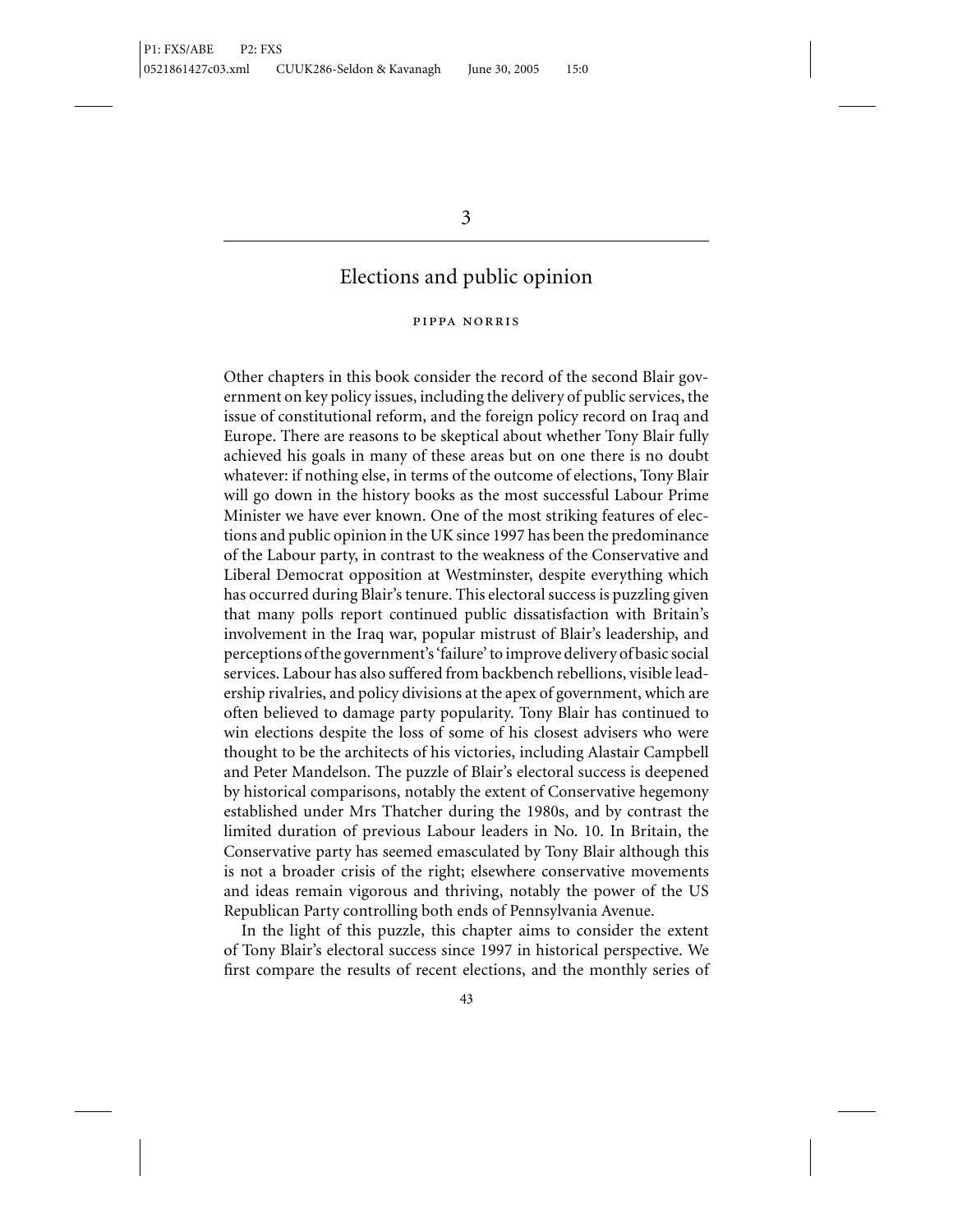# 3

## Elections and public opinion

PIPPA NORRIS

Other chapters in this book consider the record of the second Blair government on key policy issues, including the delivery of public services, the issue of constitutional reform, and the foreign policy record on Iraq and Europe. There are reasons to be skeptical about whether Tony Blair fully achieved his goals in many of these areas but on one there is no doubt whatever: if nothing else, in terms of the outcome of elections, Tony Blair will go down in the history books as the most successful Labour Prime Minister we have ever known. One of the most striking features of elections and public opinion in the UK since 1997 has been the predominance of the Labour party, in contrast to the weakness of the Conservative and Liberal Democrat opposition at Westminster, despite everything which has occurred during Blair's tenure. This electoral success is puzzling given that many polls report continued public dissatisfaction with Britain's involvement in the Iraq war, popular mistrust of Blair's leadership, and perceptions of the government's 'failure' to improve delivery of basic social services. Labour has also suffered from backbench rebellions, visible leadership rivalries, and policy divisions at the apex of government, which are often believed to damage party popularity. Tony Blair has continued to win elections despite the loss of some of his closest advisers who were thought to be the architects of his victories, including Alastair Campbell and Peter Mandelson. The puzzle of Blair's electoral success is deepened by historical comparisons, notably the extent of Conservative hegemony established under Mrs Thatcher during the 1980s, and by contrast the limited duration of previous Labour leaders in No. 10. In Britain, the Conservative party has seemed emasculated by Tony Blair although this is not a broader crisis of the right; elsewhere conservative movements and ideas remain vigorous and thriving, notably the power of the US Republican Party controlling both ends of Pennsylvania Avenue.

In the light of this puzzle, this chapter aims to consider the extent of Tony Blair's electoral success since 1997 in historical perspective. We first compare the results of recent elections, and the monthly series of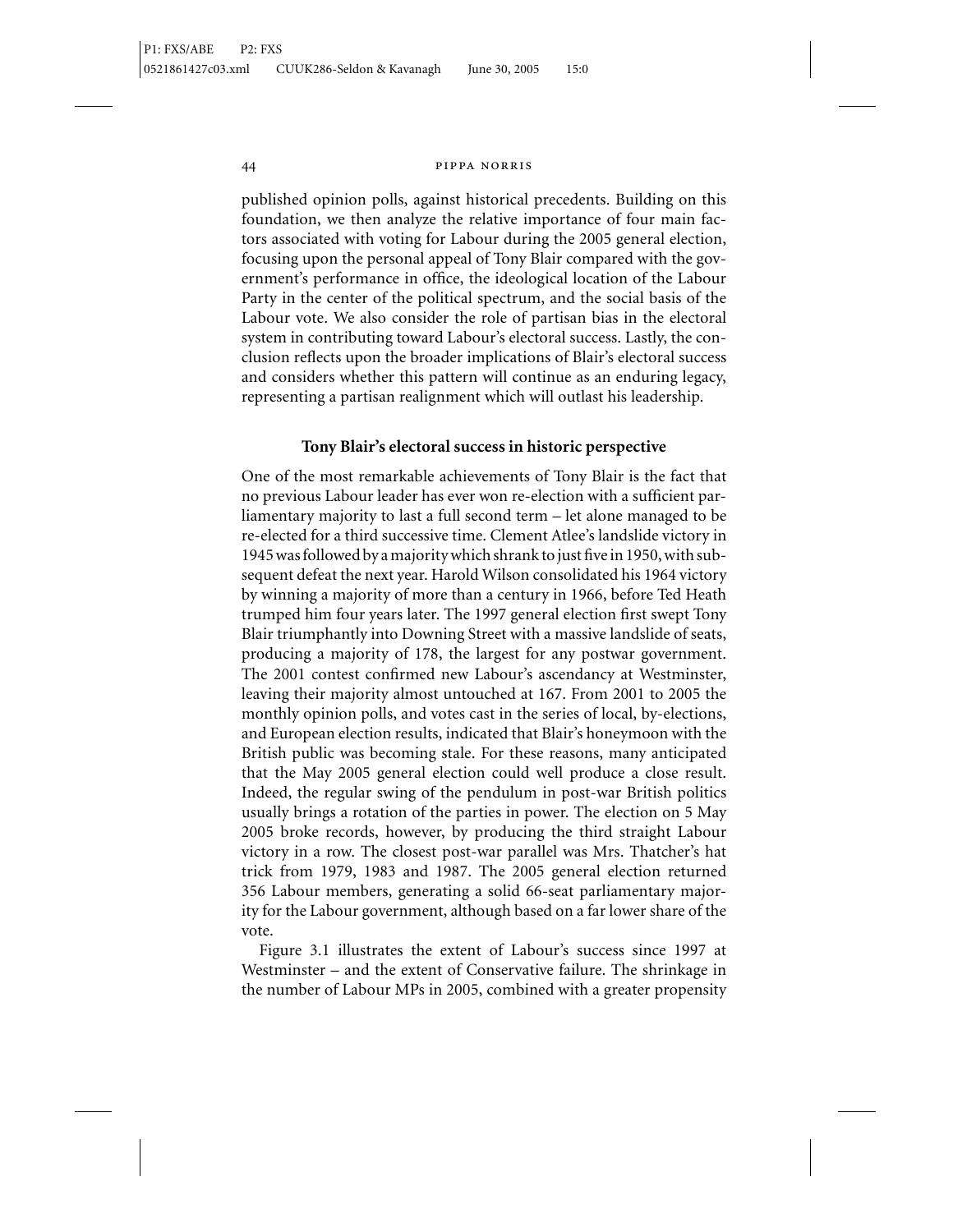published opinion polls, against historical precedents. Building on this foundation, we then analyze the relative importance of four main factors associated with voting for Labour during the 2005 general election, focusing upon the personal appeal of Tony Blair compared with the government's performance in office, the ideological location of the Labour Party in the center of the political spectrum, and the social basis of the Labour vote. We also consider the role of partisan bias in the electoral system in contributing toward Labour's electoral success. Lastly, the conclusion reflects upon the broader implications of Blair's electoral success and considers whether this pattern will continue as an enduring legacy, representing a partisan realignment which will outlast his leadership.

### Tony Blair's electoral success in historic perspective

One of the most remarkable achievements of Tony Blair is the fact that no previous Labour leader has ever won re-election with a sufficient parliamentary majority to last a full second term – let alone managed to be re-elected for a third successive time. Clement Atlee's landslide victory in 1945 was followed by a majority which shrank to just five in 1950, with subsequent defeat the next year. Harold Wilson consolidated his 1964 victory by winning a majority of more than a century in 1966, before Ted Heath trumped him four years later. The 1997 general election first swept Tony Blair triumphantly into Downing Street with a massive landslide of seats, producing a majority of 178, the largest for any postwar government. The 2001 contest confirmed new Labour's ascendancy at Westminster, leaving their majority almost untouched at 167. From 2001 to 2005 the monthly opinion polls, and votes cast in the series of local, by-elections, and European election results, indicated that Blair's honeymoon with the British public was becoming stale. For these reasons, many anticipated that the May 2005 general election could well produce a close result. Indeed, the regular swing of the pendulum in post-war British politics usually brings a rotation of the parties in power. The election on 5 May 2005 broke records, however, by producing the third straight Labour victory in a row. The closest post-war parallel was Mrs. Thatcher's hat trick from 1979, 1983 and 1987. The 2005 general election returned 356 Labour members, generating a solid 66-seat parliamentary majority for the Labour government, although based on a far lower share of the vote.

Figure 3.1 illustrates the extent of Labour's success since 1997 at Westminster – and the extent of Conservative failure. The shrinkage in the number of Labour MPs in 2005, combined with a greater propensity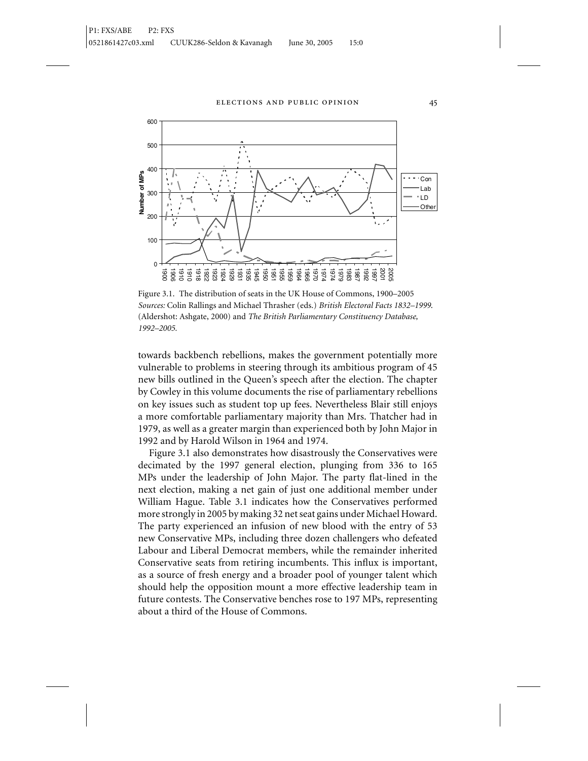Figure 3.1. The distribution of seats in the UK House of Commons, 1900–2005
*Sources:* Colin Rallings and Michael Thrasher (eds.) *British Electoral Facts 1832–1999.* (Aldershot: Ashgate, 2000) and *The British Parliamentary Constituency Database, 1992–2005.*

towards backbench rebellions, makes the government potentially more vulnerable to problems in steering through its ambitious program of 45 new bills outlined in the Queen's speech after the election. The chapter by Cowley in this volume documents the rise of parliamentary rebellions on key issues such as student top up fees. Nevertheless Blair still enjoys a more comfortable parliamentary majority than Mrs. Thatcher had in 1979, as well as a greater margin than experienced both by John Major in 1992 and by Harold Wilson in 1964 and 1974.

Figure 3.1 also demonstrates how disastrously the Conservatives were decimated by the 1997 general election, plunging from 336 to 165 MPs under the leadership of John Major. The party flat-lined in the next election, making a net gain of just one additional member under William Hague. Table 3.1 indicates how the Conservatives performed more strongly in 2005 by making 32 net seat gains under Michael Howard. The party experienced an infusion of new blood with the entry of 53 new Conservative MPs, including three dozen challengers who defeated Labour and Liberal Democrat members, while the remainder inherited Conservative seats from retiring incumbents. This influx is important, as a source of fresh energy and a broader pool of younger talent which should help the opposition mount a more effective leadership team in future contests. The Conservative benches rose to 197 MPs, representing about a third of the House of Commons.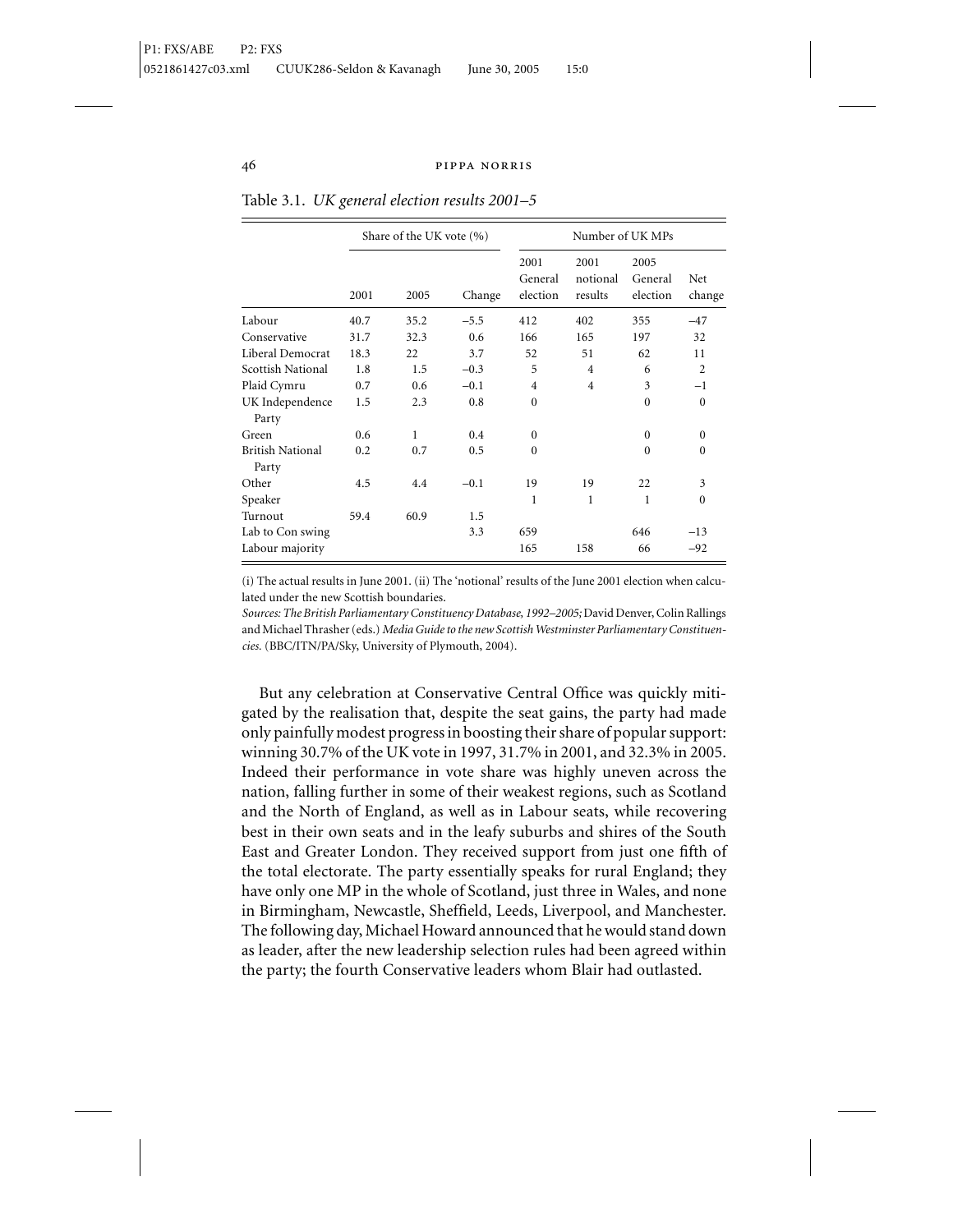Table 3.1. *UK general election results 2001–5*

| | Share of the UK vote (%) | | | Number of UK MPs | | | |
|---|---|---|---|---|---|---|---|
| | 2001 | 2005 | Change | 2001 General election | 2001 notional results | 2005 General election | Net change |
| Labour | 40.7 | 35.2 | −5.5 | 412 | 402 | 355 | −47 |
| Conservative | 31.7 | 32.3 | 0.6 | 166 | 165 | 197 | 32 |
| Liberal Democrat | 18.3 | 22 | 3.7 | 52 | 51 | 62 | 11 |
| Scottish National | 1.8 | 1.5 | −0.3 | 5 | 4 | 6 | 2 |
| Plaid Cymru | 0.7 | 0.6 | −0.1 | 4 | 4 | 3 | −1 |
| UK Independence Party | 1.5 | 2.3 | 0.8 | 0 | | 0 | 0 |
| Green | 0.6 | 1 | 0.4 | 0 | | 0 | 0 |
| British National Party | 0.2 | 0.7 | 0.5 | 0 | | 0 | 0 |
| Other | 4.5 | 4.4 | −0.1 | 19 | 19 | 22 | 3 |
| Speaker | | | | 1 | 1 | 1 | 0 |
| Turnout | 59.4 | 60.9 | 1.5 | | | | |
| Lab to Con swing | | | 3.3 | 659 | | 646 | −13 |
| Labour majority | | | | 165 | 158 | 66 | −92 |

(i) The actual results in June 2001. (ii) The 'notional' results of the June 2001 election when calculated under the new Scottish boundaries.

*Sources: The British Parliamentary Constituency Database, 1992–2005;* David Denver, Colin Rallings and Michael Thrasher (eds.) *Media Guide to the new Scottish Westminster Parliamentary Constituencies.* (BBC/ITN/PA/Sky, University of Plymouth, 2004).

But any celebration at Conservative Central Office was quickly mitigated by the realisation that, despite the seat gains, the party had made only painfully modest progress in boosting their share of popular support: winning 30.7% of the UK vote in 1997, 31.7% in 2001, and 32.3% in 2005. Indeed their performance in vote share was highly uneven across the nation, falling further in some of their weakest regions, such as Scotland and the North of England, as well as in Labour seats, while recovering best in their own seats and in the leafy suburbs and shires of the South East and Greater London. They received support from just one fifth of the total electorate. The party essentially speaks for rural England; they have only one MP in the whole of Scotland, just three in Wales, and none in Birmingham, Newcastle, Sheffield, Leeds, Liverpool, and Manchester. The following day, Michael Howard announced that he would stand down as leader, after the new leadership selection rules had been agreed within the party; the fourth Conservative leaders whom Blair had outlasted.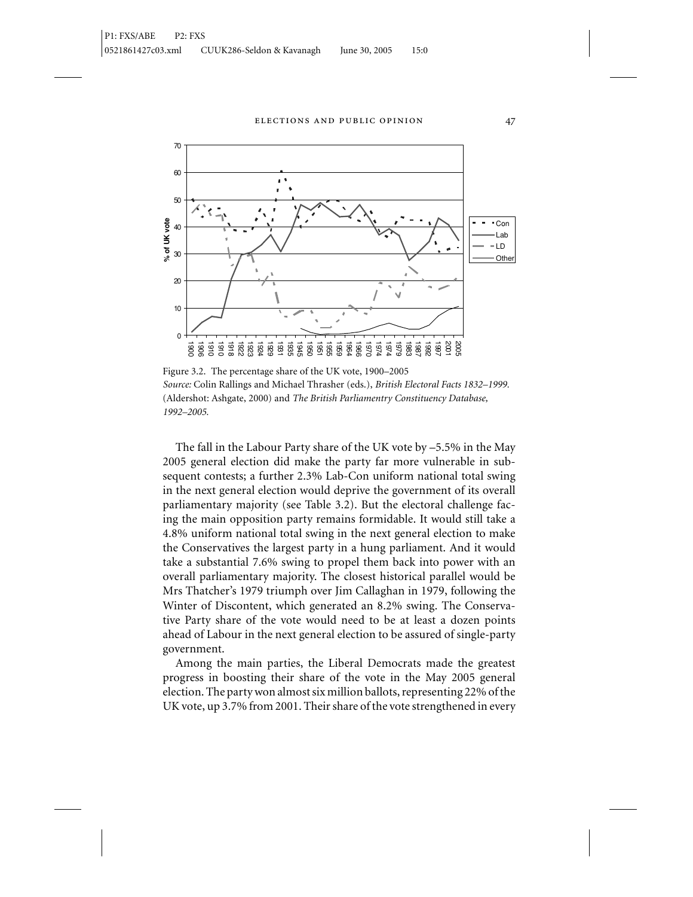Figure 3.2. The percentage share of the UK vote, 1900–2005
*Source:* Colin Rallings and Michael Thrasher (eds.), *British Electoral Facts 1832–1999.* (Aldershot: Ashgate, 2000) and *The British Parliamentry Constituency Database, 1992–2005.*

The fall in the Labour Party share of the UK vote by –5.5% in the May 2005 general election did make the party far more vulnerable in subsequent contests; a further 2.3% Lab-Con uniform national total swing in the next general election would deprive the government of its overall parliamentary majority (see Table 3.2). But the electoral challenge facing the main opposition party remains formidable. It would still take a 4.8% uniform national total swing in the next general election to make the Conservatives the largest party in a hung parliament. And it would take a substantial 7.6% swing to propel them back into power with an overall parliamentary majority. The closest historical parallel would be Mrs Thatcher's 1979 triumph over Jim Callaghan in 1979, following the Winter of Discontent, which generated an 8.2% swing. The Conservative Party share of the vote would need to be at least a dozen points ahead of Labour in the next general election to be assured of single-party government.

Among the main parties, the Liberal Democrats made the greatest progress in boosting their share of the vote in the May 2005 general election. The party won almost six million ballots, representing 22% of the UK vote, up 3.7% from 2001. Their share of the vote strengthened in every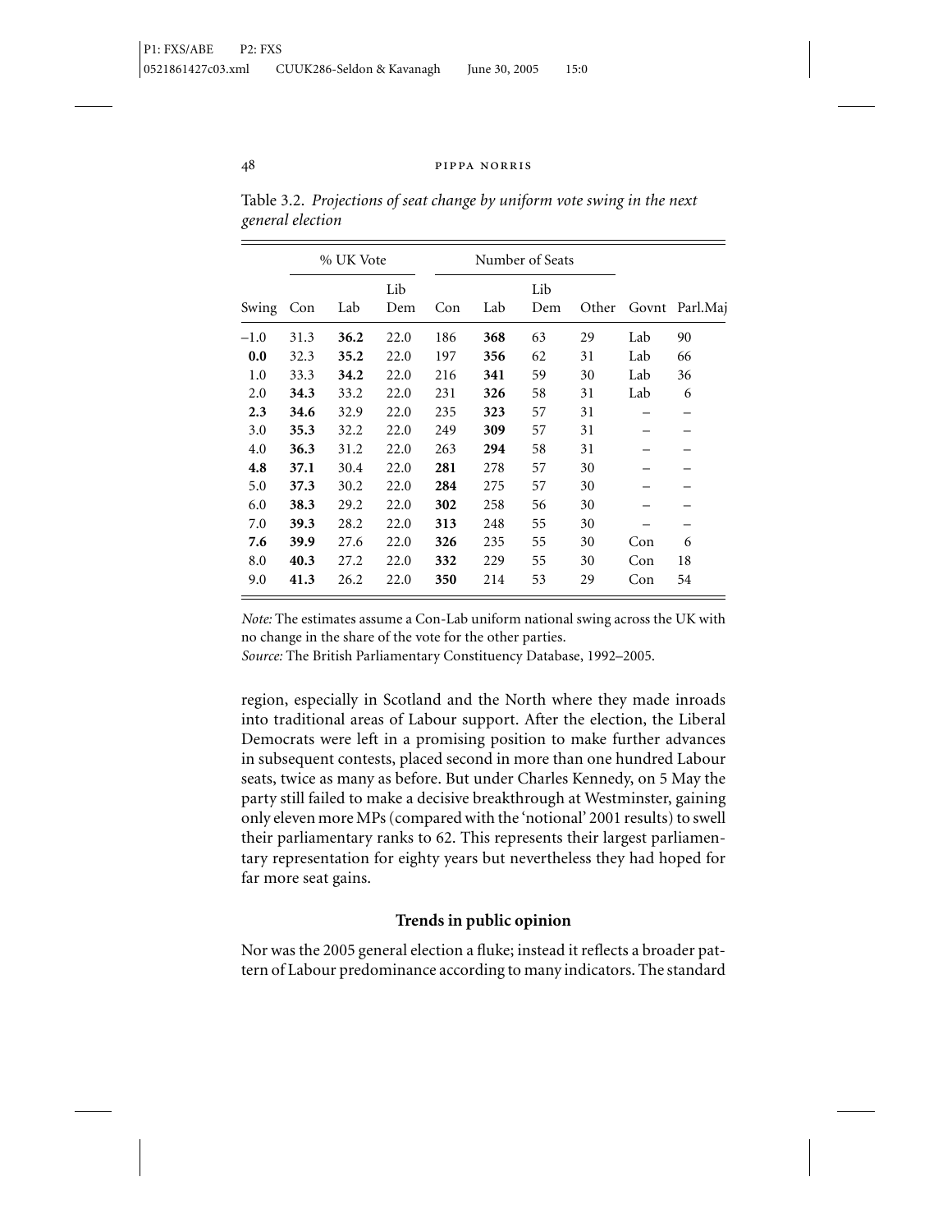Table 3.2. *Projections of seat change by uniform vote swing in the next general election*

| | % UK Vote | | | Number of Seats | | | | | |
|---|---|---|---|---|---|---|---|---|---|
| Swing | Con | Lab | Lib Dem | Con | Lab | Lib Dem | Other | Govnt | Parl.Maj |
| −1.0 | 31.3 | **36.2** | 22.0 | 186 | **368** | 63 | 29 | Lab | 90 |
| **0.0** | 32.3 | **35.2** | 22.0 | 197 | **356** | 62 | 31 | Lab | 66 |
| 1.0 | 33.3 | **34.2** | 22.0 | 216 | **341** | 59 | 30 | Lab | 36 |
| 2.0 | **34.3** | 33.2 | 22.0 | 231 | **326** | 58 | 31 | Lab | 6 |
| **2.3** | **34.6** | 32.9 | 22.0 | 235 | **323** | 57 | 31 | – | – |
| 3.0 | **35.3** | 32.2 | 22.0 | 249 | **309** | 57 | 31 | – | – |
| 4.0 | **36.3** | 31.2 | 22.0 | 263 | **294** | 58 | 31 | – | – |
| **4.8** | **37.1** | 30.4 | 22.0 | **281** | 278 | 57 | 30 | – | – |
| 5.0 | **37.3** | 30.2 | 22.0 | **284** | 275 | 57 | 30 | – | – |
| 6.0 | **38.3** | 29.2 | 22.0 | **302** | 258 | 56 | 30 | – | – |
| 7.0 | **39.3** | 28.2 | 22.0 | **313** | 248 | 55 | 30 | – | – |
| **7.6** | **39.9** | 27.6 | 22.0 | **326** | 235 | 55 | 30 | Con | 6 |
| 8.0 | **40.3** | 27.2 | 22.0 | **332** | 229 | 55 | 30 | Con | 18 |
| 9.0 | **41.3** | 26.2 | 22.0 | **350** | 214 | 53 | 29 | Con | 54 |

*Note:* The estimates assume a Con-Lab uniform national swing across the UK with no change in the share of the vote for the other parties.
*Source:* The British Parliamentary Constituency Database, 1992–2005.

region, especially in Scotland and the North where they made inroads into traditional areas of Labour support. After the election, the Liberal Democrats were left in a promising position to make further advances in subsequent contests, placed second in more than one hundred Labour seats, twice as many as before. But under Charles Kennedy, on 5 May the party still failed to make a decisive breakthrough at Westminster, gaining only eleven more MPs (compared with the 'notional' 2001 results) to swell their parliamentary ranks to 62. This represents their largest parliamentary representation for eighty years but nevertheless they had hoped for far more seat gains.

### Trends in public opinion

Nor was the 2005 general election a fluke; instead it reflects a broader pattern of Labour predominance according to many indicators. The standard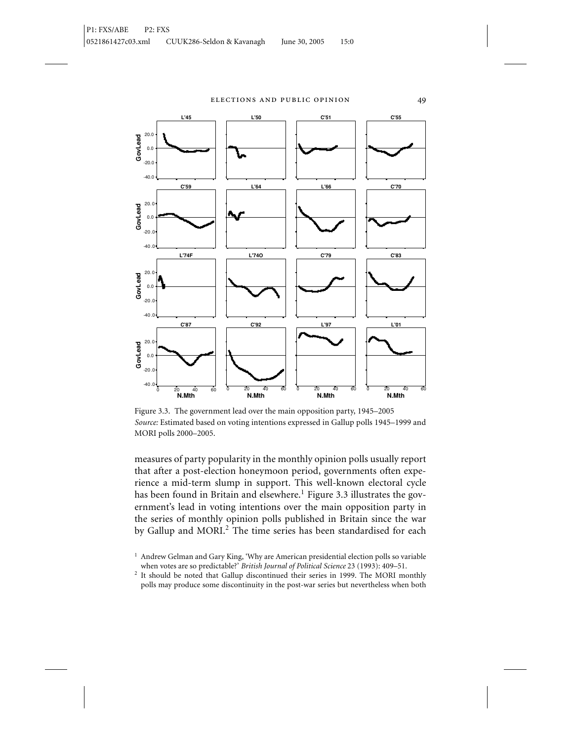Figure 3.3. The government lead over the main opposition party, 1945–2005
*Source:* Estimated based on voting intentions expressed in Gallup polls 1945–1999 and MORI polls 2000–2005.

measures of party popularity in the monthly opinion polls usually report that after a post-election honeymoon period, governments often experience a mid-term slump in support. This well-known electoral cycle has been found in Britain and elsewhere.[1] Figure 3.3 illustrates the government's lead in voting intentions over the main opposition party in the series of monthly opinion polls published in Britain since the war by Gallup and MORI.[2] The time series has been standardised for each

[1] Andrew Gelman and Gary King, 'Why are American presidential election polls so variable when votes are so predictable?' *British Journal of Political Science* 23 (1993): 409–51.

[2] It should be noted that Gallup discontinued their series in 1999. The MORI monthly polls may produce some discontinuity in the post-war series but nevertheless when both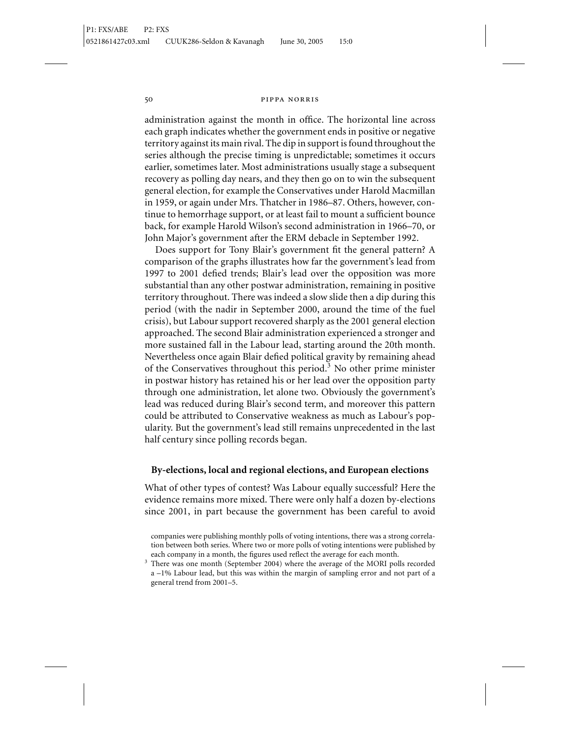administration against the month in office. The horizontal line across each graph indicates whether the government ends in positive or negative territory against its main rival. The dip in support is found throughout the series although the precise timing is unpredictable; sometimes it occurs earlier, sometimes later. Most administrations usually stage a subsequent recovery as polling day nears, and they then go on to win the subsequent general election, for example the Conservatives under Harold Macmillan in 1959, or again under Mrs. Thatcher in 1986–87. Others, however, continue to hemorrhage support, or at least fail to mount a sufficient bounce back, for example Harold Wilson's second administration in 1966–70, or John Major's government after the ERM debacle in September 1992.

Does support for Tony Blair's government fit the general pattern? A comparison of the graphs illustrates how far the government's lead from 1997 to 2001 defied trends; Blair's lead over the opposition was more substantial than any other postwar administration, remaining in positive territory throughout. There was indeed a slow slide then a dip during this period (with the nadir in September 2000, around the time of the fuel crisis), but Labour support recovered sharply as the 2001 general election approached. The second Blair administration experienced a stronger and more sustained fall in the Labour lead, starting around the 20th month. Nevertheless once again Blair defied political gravity by remaining ahead of the Conservatives throughout this period.[3] No other prime minister in postwar history has retained his or her lead over the opposition party through one administration, let alone two. Obviously the government's lead was reduced during Blair's second term, and moreover this pattern could be attributed to Conservative weakness as much as Labour's popularity. But the government's lead still remains unprecedented in the last half century since polling records began.

### By-elections, local and regional elections, and European elections

What of other types of contest? Was Labour equally successful? Here the evidence remains more mixed. There were only half a dozen by-elections since 2001, in part because the government has been careful to avoid

companies were publishing monthly polls of voting intentions, there was a strong correlation between both series. Where two or more polls of voting intentions were published by each company in a month, the figures used reflect the average for each month.

[3] There was one month (September 2004) where the average of the MORI polls recorded a –1% Labour lead, but this was within the margin of sampling error and not part of a general trend from 2001–5.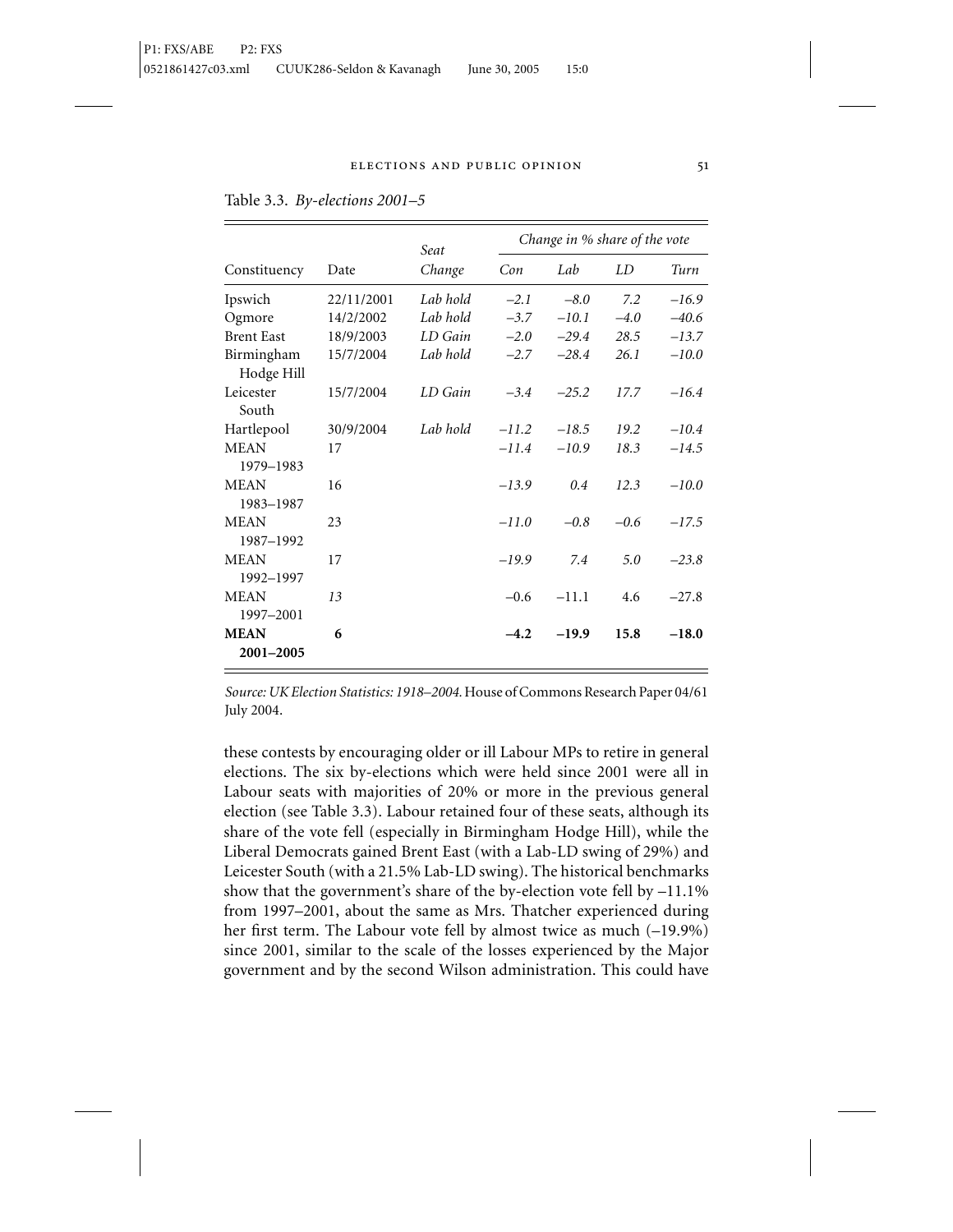Table 3.3. *By-elections 2001–5*

| Constituency | Date | Seat Change | Change in % share of the vote | | | |
|---|---|---|---|---|---|---|
| | | | *Con* | *Lab* | *LD* | *Turn* |
| Ipswich | 22/11/2001 | *Lab hold* | *–2.1* | *–8.0* | *7.2* | *–16.9* |
| Ogmore | 14/2/2002 | *Lab hold* | *–3.7* | *–10.1* | *–4.0* | *–40.6* |
| Brent East | 18/9/2003 | *LD Gain* | *–2.0* | *–29.4* | *28.5* | *–13.7* |
| Birmingham Hodge Hill | 15/7/2004 | *Lab hold* | *–2.7* | *–28.4* | *26.1* | *–10.0* |
| Leicester South | 15/7/2004 | *LD Gain* | *–3.4* | *–25.2* | *17.7* | *–16.4* |
| Hartlepool | 30/9/2004 | *Lab hold* | *–11.2* | *–18.5* | *19.2* | *–10.4* |
| MEAN 1979–1983 | 17 | | *–11.4* | *–10.9* | *18.3* | *–14.5* |
| MEAN 1983–1987 | 16 | | *–13.9* | *0.4* | *12.3* | *–10.0* |
| MEAN 1987–1992 | 23 | | *–11.0* | *–0.8* | *–0.6* | *–17.5* |
| MEAN 1992–1997 | 17 | | *–19.9* | *7.4* | *5.0* | *–23.8* |
| MEAN 1997–2001 | *13* | | –0.6 | –11.1 | 4.6 | –27.8 |
| **MEAN 2001–2005** | **6** | | **–4.2** | **–19.9** | **15.8** | **–18.0** |

*Source: UK Election Statistics: 1918–2004.* House of Commons Research Paper 04/61 July 2004.

these contests by encouraging older or ill Labour MPs to retire in general elections. The six by-elections which were held since 2001 were all in Labour seats with majorities of 20% or more in the previous general election (see Table 3.3). Labour retained four of these seats, although its share of the vote fell (especially in Birmingham Hodge Hill), while the Liberal Democrats gained Brent East (with a Lab-LD swing of 29%) and Leicester South (with a 21.5% Lab-LD swing). The historical benchmarks show that the government's share of the by-election vote fell by –11.1% from 1997–2001, about the same as Mrs. Thatcher experienced during her first term. The Labour vote fell by almost twice as much (–19.9%) since 2001, similar to the scale of the losses experienced by the Major government and by the second Wilson administration. This could have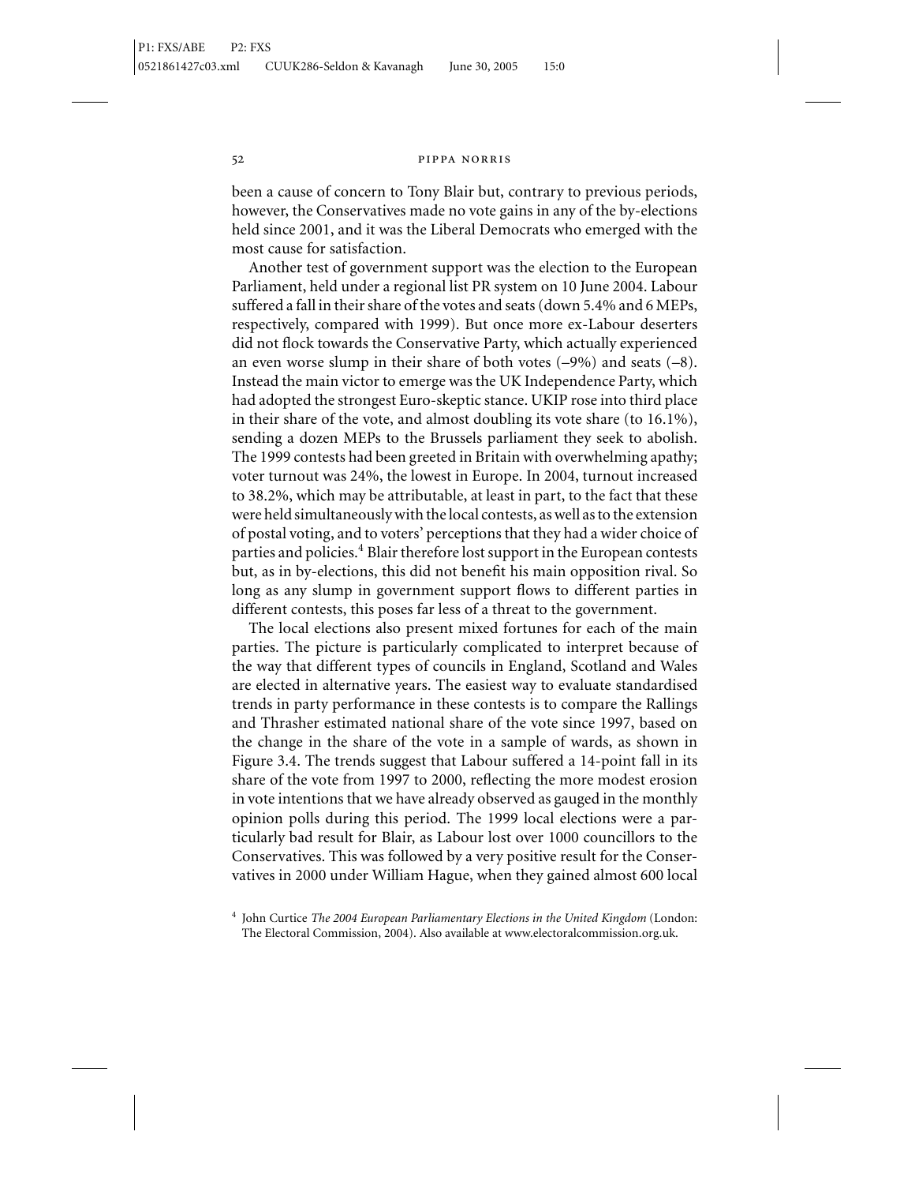been a cause of concern to Tony Blair but, contrary to previous periods, however, the Conservatives made no vote gains in any of the by-elections held since 2001, and it was the Liberal Democrats who emerged with the most cause for satisfaction.

Another test of government support was the election to the European Parliament, held under a regional list PR system on 10 June 2004. Labour suffered a fall in their share of the votes and seats (down 5.4% and 6 MEPs, respectively, compared with 1999). But once more ex-Labour deserters did not flock towards the Conservative Party, which actually experienced an even worse slump in their share of both votes (–9%) and seats (–8). Instead the main victor to emerge was the UK Independence Party, which had adopted the strongest Euro-skeptic stance. UKIP rose into third place in their share of the vote, and almost doubling its vote share (to 16.1%), sending a dozen MEPs to the Brussels parliament they seek to abolish. The 1999 contests had been greeted in Britain with overwhelming apathy; voter turnout was 24%, the lowest in Europe. In 2004, turnout increased to 38.2%, which may be attributable, at least in part, to the fact that these were held simultaneously with the local contests, as well as to the extension of postal voting, and to voters' perceptions that they had a wider choice of parties and policies.[4] Blair therefore lost support in the European contests but, as in by-elections, this did not benefit his main opposition rival. So long as any slump in government support flows to different parties in different contests, this poses far less of a threat to the government.

The local elections also present mixed fortunes for each of the main parties. The picture is particularly complicated to interpret because of the way that different types of councils in England, Scotland and Wales are elected in alternative years. The easiest way to evaluate standardised trends in party performance in these contests is to compare the Rallings and Thrasher estimated national share of the vote since 1997, based on the change in the share of the vote in a sample of wards, as shown in Figure 3.4. The trends suggest that Labour suffered a 14-point fall in its share of the vote from 1997 to 2000, reflecting the more modest erosion in vote intentions that we have already observed as gauged in the monthly opinion polls during this period. The 1999 local elections were a particularly bad result for Blair, as Labour lost over 1000 councillors to the Conservatives. This was followed by a very positive result for the Conservatives in 2000 under William Hague, when they gained almost 600 local

[4] John Curtice *The 2004 European Parliamentary Elections in the United Kingdom* (London: The Electoral Commission, 2004). Also available at www.electoralcommission.org.uk.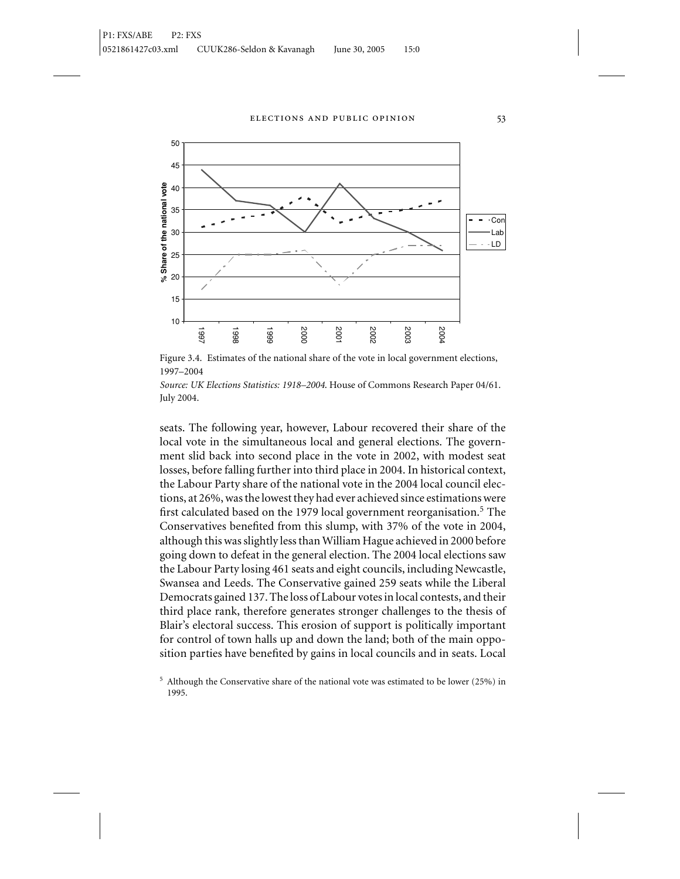Figure 3.4. Estimates of the national share of the vote in local government elections, 1997–2004

*Source: UK Elections Statistics: 1918–2004*. House of Commons Research Paper 04/61. July 2004.

seats. The following year, however, Labour recovered their share of the local vote in the simultaneous local and general elections. The government slid back into second place in the vote in 2002, with modest seat losses, before falling further into third place in 2004. In historical context, the Labour Party share of the national vote in the 2004 local council elections, at 26%, was the lowest they had ever achieved since estimations were first calculated based on the 1979 local government reorganisation.[5] The Conservatives benefited from this slump, with 37% of the vote in 2004, although this was slightly less than William Hague achieved in 2000 before going down to defeat in the general election. The 2004 local elections saw the Labour Party losing 461 seats and eight councils, including Newcastle, Swansea and Leeds. The Conservative gained 259 seats while the Liberal Democrats gained 137. The loss of Labour votes in local contests, and their third place rank, therefore generates stronger challenges to the thesis of Blair's electoral success. This erosion of support is politically important for control of town halls up and down the land; both of the main opposition parties have benefited by gains in local councils and in seats. Local

[5] Although the Conservative share of the national vote was estimated to be lower (25%) in 1995.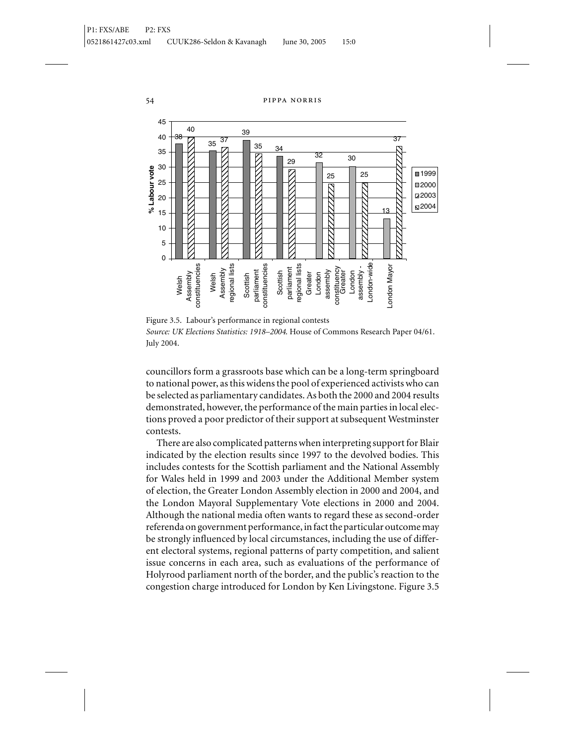Figure 3.5. Labour's performance in regional contests
*Source: UK Elections Statistics: 1918–2004.* House of Commons Research Paper 04/61. July 2004.

councillors form a grassroots base which can be a long-term springboard to national power, as this widens the pool of experienced activists who can be selected as parliamentary candidates. As both the 2000 and 2004 results demonstrated, however, the performance of the main parties in local elections proved a poor predictor of their support at subsequent Westminster contests.

There are also complicated patterns when interpreting support for Blair indicated by the election results since 1997 to the devolved bodies. This includes contests for the Scottish parliament and the National Assembly for Wales held in 1999 and 2003 under the Additional Member system of election, the Greater London Assembly election in 2000 and 2004, and the London Mayoral Supplementary Vote elections in 2000 and 2004. Although the national media often wants to regard these as second-order referenda on government performance, in fact the particular outcome may be strongly influenced by local circumstances, including the use of different electoral systems, regional patterns of party competition, and salient issue concerns in each area, such as evaluations of the performance of Holyrood parliament north of the border, and the public's reaction to the congestion charge introduced for London by Ken Livingstone. Figure 3.5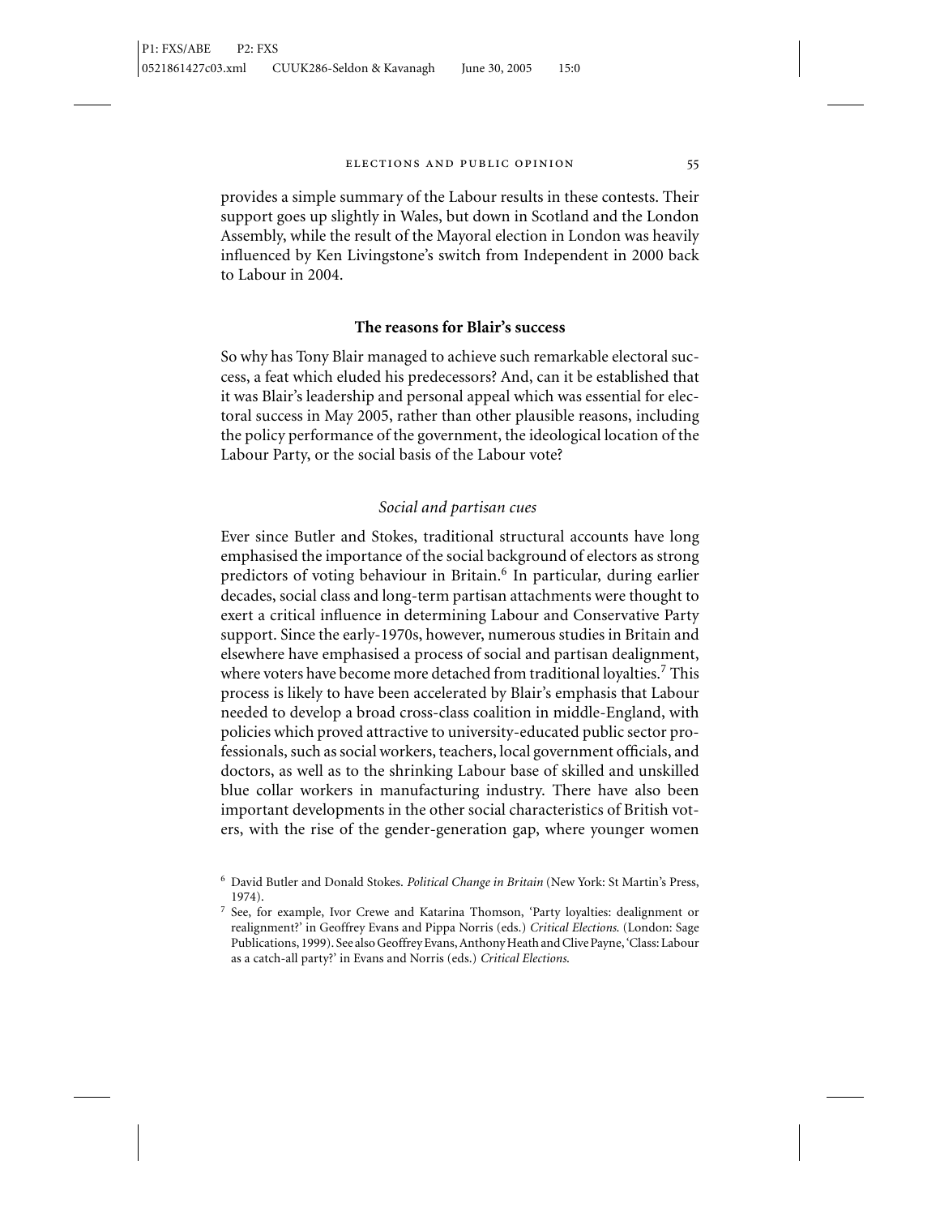provides a simple summary of the Labour results in these contests. Their support goes up slightly in Wales, but down in Scotland and the London Assembly, while the result of the Mayoral election in London was heavily influenced by Ken Livingstone's switch from Independent in 2000 back to Labour in 2004.

## The reasons for Blair's success

So why has Tony Blair managed to achieve such remarkable electoral success, a feat which eluded his predecessors? And, can it be established that it was Blair's leadership and personal appeal which was essential for electoral success in May 2005, rather than other plausible reasons, including the policy performance of the government, the ideological location of the Labour Party, or the social basis of the Labour vote?

### *Social and partisan cues*

Ever since Butler and Stokes, traditional structural accounts have long emphasised the importance of the social background of electors as strong predictors of voting behaviour in Britain.[6] In particular, during earlier decades, social class and long-term partisan attachments were thought to exert a critical influence in determining Labour and Conservative Party support. Since the early-1970s, however, numerous studies in Britain and elsewhere have emphasised a process of social and partisan dealignment, where voters have become more detached from traditional loyalties.[7] This process is likely to have been accelerated by Blair's emphasis that Labour needed to develop a broad cross-class coalition in middle-England, with policies which proved attractive to university-educated public sector professionals, such as social workers, teachers, local government officials, and doctors, as well as to the shrinking Labour base of skilled and unskilled blue collar workers in manufacturing industry. There have also been important developments in the other social characteristics of British voters, with the rise of the gender-generation gap, where younger women

---

[6] David Butler and Donald Stokes. *Political Change in Britain* (New York: St Martin's Press, 1974).

[7] See, for example, Ivor Crewe and Katarina Thomson, 'Party loyalties: dealignment or realignment?' in Geoffrey Evans and Pippa Norris (eds.) *Critical Elections.* (London: Sage Publications, 1999). See also Geoffrey Evans, Anthony Heath and Clive Payne, 'Class: Labour as a catch-all party?' in Evans and Norris (eds.) *Critical Elections.*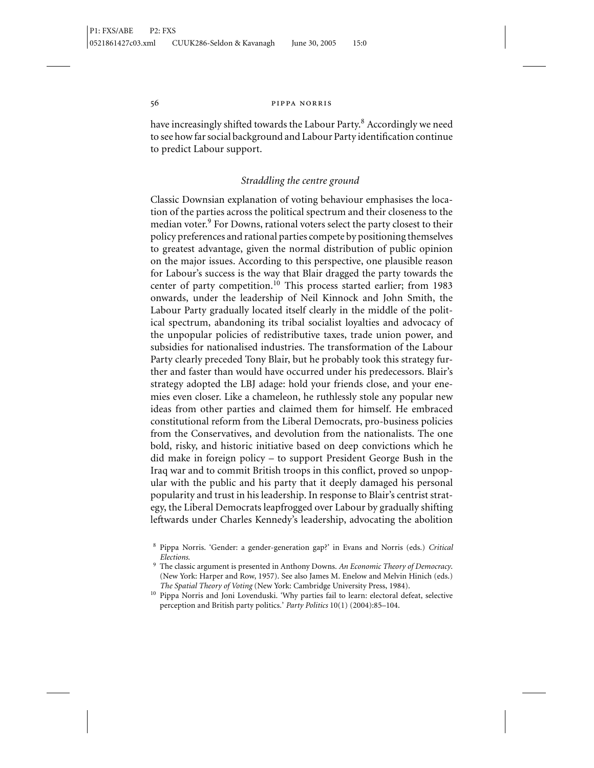have increasingly shifted towards the Labour Party.[8] Accordingly we need to see how far social background and Labour Party identification continue to predict Labour support.

### *Straddling the centre ground*

Classic Downsian explanation of voting behaviour emphasises the location of the parties across the political spectrum and their closeness to the median voter.[9] For Downs, rational voters select the party closest to their policy preferences and rational parties compete by positioning themselves to greatest advantage, given the normal distribution of public opinion on the major issues. According to this perspective, one plausible reason for Labour's success is the way that Blair dragged the party towards the center of party competition.[10] This process started earlier; from 1983 onwards, under the leadership of Neil Kinnock and John Smith, the Labour Party gradually located itself clearly in the middle of the political spectrum, abandoning its tribal socialist loyalties and advocacy of the unpopular policies of redistributive taxes, trade union power, and subsidies for nationalised industries. The transformation of the Labour Party clearly preceded Tony Blair, but he probably took this strategy further and faster than would have occurred under his predecessors. Blair's strategy adopted the LBJ adage: hold your friends close, and your enemies even closer. Like a chameleon, he ruthlessly stole any popular new ideas from other parties and claimed them for himself. He embraced constitutional reform from the Liberal Democrats, pro-business policies from the Conservatives, and devolution from the nationalists. The one bold, risky, and historic initiative based on deep convictions which he did make in foreign policy – to support President George Bush in the Iraq war and to commit British troops in this conflict, proved so unpopular with the public and his party that it deeply damaged his personal popularity and trust in his leadership. In response to Blair's centrist strategy, the Liberal Democrats leapfrogged over Labour by gradually shifting leftwards under Charles Kennedy's leadership, advocating the abolition

[8] Pippa Norris. 'Gender: a gender-generation gap?' in Evans and Norris (eds.) *Critical Elections*.

[9] The classic argument is presented in Anthony Downs. *An Economic Theory of Democracy*. (New York: Harper and Row, 1957). See also James M. Enelow and Melvin Hinich (eds.) *The Spatial Theory of Voting* (New York: Cambridge University Press, 1984).

[10] Pippa Norris and Joni Lovenduski. 'Why parties fail to learn: electoral defeat, selective perception and British party politics.' *Party Politics* 10(1) (2004):85–104.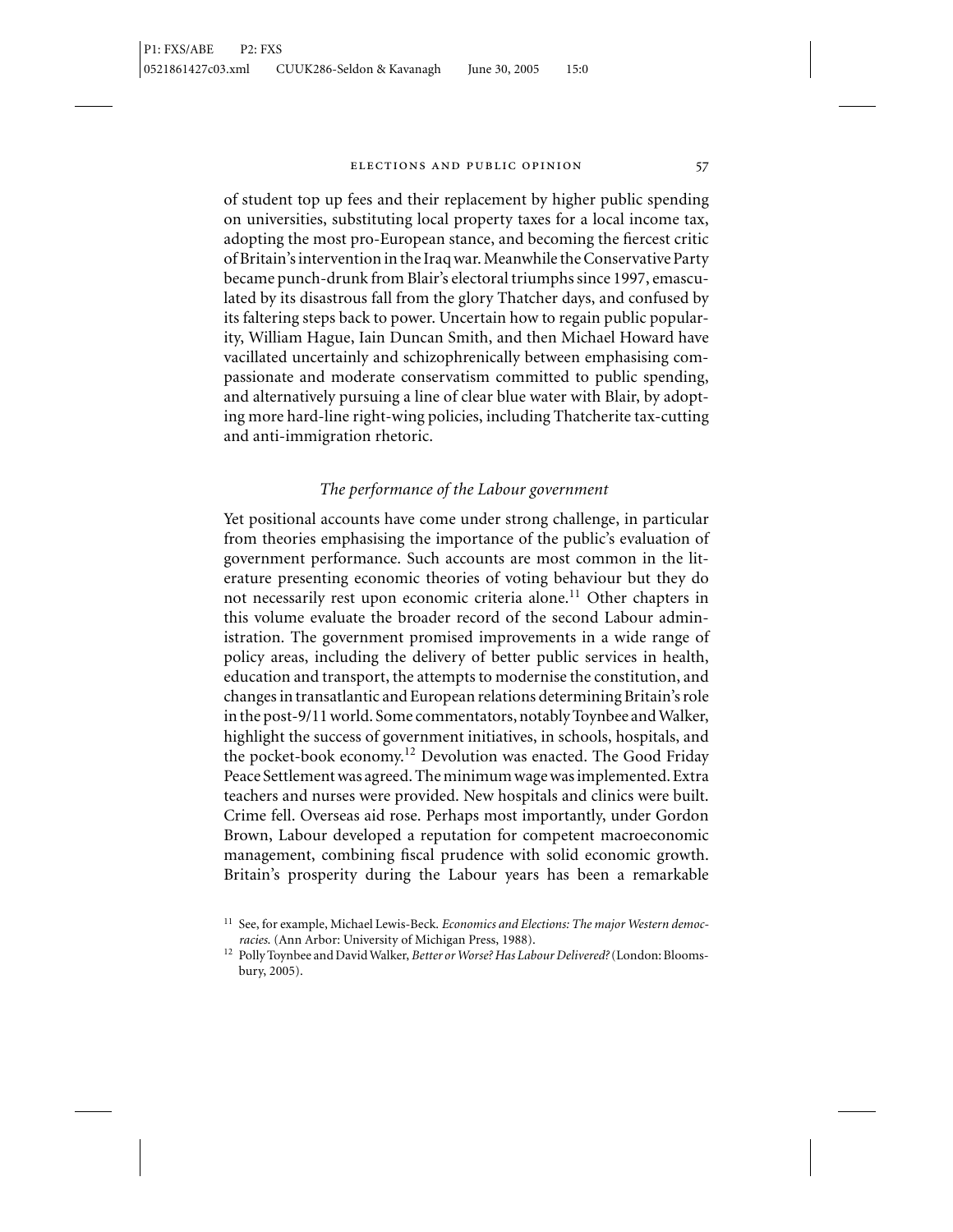of student top up fees and their replacement by higher public spending on universities, substituting local property taxes for a local income tax, adopting the most pro-European stance, and becoming the fiercest critic of Britain's intervention in the Iraq war. Meanwhile the Conservative Party became punch-drunk from Blair's electoral triumphs since 1997, emasculated by its disastrous fall from the glory Thatcher days, and confused by its faltering steps back to power. Uncertain how to regain public popularity, William Hague, Iain Duncan Smith, and then Michael Howard have vacillated uncertainly and schizophrenically between emphasising compassionate and moderate conservatism committed to public spending, and alternatively pursuing a line of clear blue water with Blair, by adopting more hard-line right-wing policies, including Thatcherite tax-cutting and anti-immigration rhetoric.

### *The performance of the Labour government*

Yet positional accounts have come under strong challenge, in particular from theories emphasising the importance of the public's evaluation of government performance. Such accounts are most common in the literature presenting economic theories of voting behaviour but they do not necessarily rest upon economic criteria alone.[11] Other chapters in this volume evaluate the broader record of the second Labour administration. The government promised improvements in a wide range of policy areas, including the delivery of better public services in health, education and transport, the attempts to modernise the constitution, and changes in transatlantic and European relations determining Britain's role in the post-9/11 world. Some commentators, notably Toynbee and Walker, highlight the success of government initiatives, in schools, hospitals, and the pocket-book economy.[12] Devolution was enacted. The Good Friday Peace Settlement was agreed. The minimum wage was implemented. Extra teachers and nurses were provided. New hospitals and clinics were built. Crime fell. Overseas aid rose. Perhaps most importantly, under Gordon Brown, Labour developed a reputation for competent macroeconomic management, combining fiscal prudence with solid economic growth. Britain's prosperity during the Labour years has been a remarkable

[11] See, for example, Michael Lewis-Beck. *Economics and Elections: The major Western democracies.* (Ann Arbor: University of Michigan Press, 1988).

[12] Polly Toynbee and David Walker, *Better or Worse? Has Labour Delivered?* (London: Bloomsbury, 2005).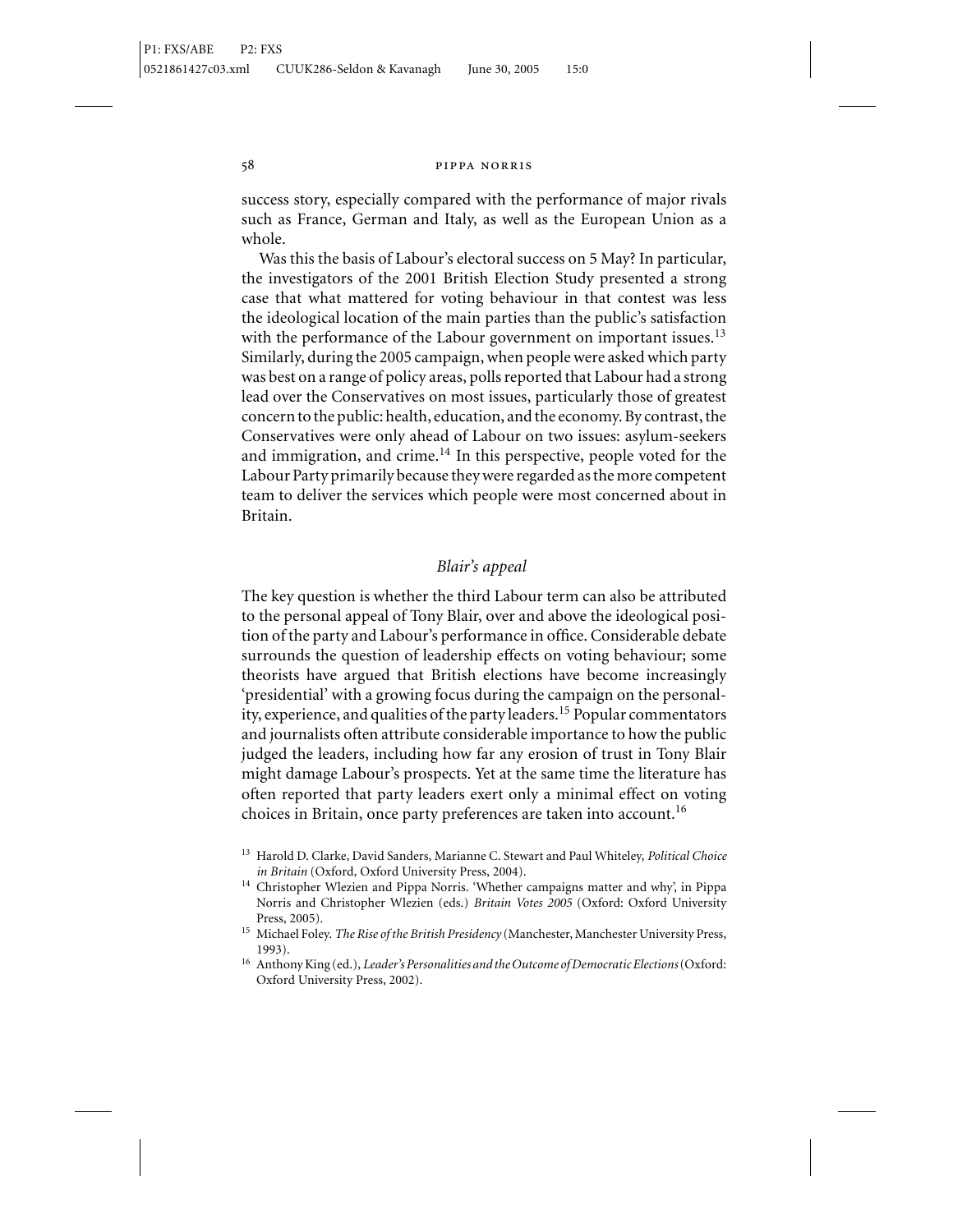success story, especially compared with the performance of major rivals such as France, German and Italy, as well as the European Union as a whole.

Was this the basis of Labour's electoral success on 5 May? In particular, the investigators of the 2001 British Election Study presented a strong case that what mattered for voting behaviour in that contest was less the ideological location of the main parties than the public's satisfaction with the performance of the Labour government on important issues.[13] Similarly, during the 2005 campaign, when people were asked which party was best on a range of policy areas, polls reported that Labour had a strong lead over the Conservatives on most issues, particularly those of greatest concern to the public: health, education, and the economy. By contrast, the Conservatives were only ahead of Labour on two issues: asylum-seekers and immigration, and crime.[14] In this perspective, people voted for the Labour Party primarily because they were regarded as the more competent team to deliver the services which people were most concerned about in Britain.

## *Blair's appeal*

The key question is whether the third Labour term can also be attributed to the personal appeal of Tony Blair, over and above the ideological position of the party and Labour's performance in office. Considerable debate surrounds the question of leadership effects on voting behaviour; some theorists have argued that British elections have become increasingly 'presidential' with a growing focus during the campaign on the personality, experience, and qualities of the party leaders.[15] Popular commentators and journalists often attribute considerable importance to how the public judged the leaders, including how far any erosion of trust in Tony Blair might damage Labour's prospects. Yet at the same time the literature has often reported that party leaders exert only a minimal effect on voting choices in Britain, once party preferences are taken into account.[16]

[13] Harold D. Clarke, David Sanders, Marianne C. Stewart and Paul Whiteley, *Political Choice in Britain* (Oxford, Oxford University Press, 2004).

[14] Christopher Wlezien and Pippa Norris. 'Whether campaigns matter and why', in Pippa Norris and Christopher Wlezien (eds.) *Britain Votes 2005* (Oxford: Oxford University Press, 2005).

[15] Michael Foley. *The Rise of the British Presidency* (Manchester, Manchester University Press, 1993).

[16] Anthony King (ed.), *Leader's Personalities and the Outcome of Democratic Elections* (Oxford: Oxford University Press, 2002).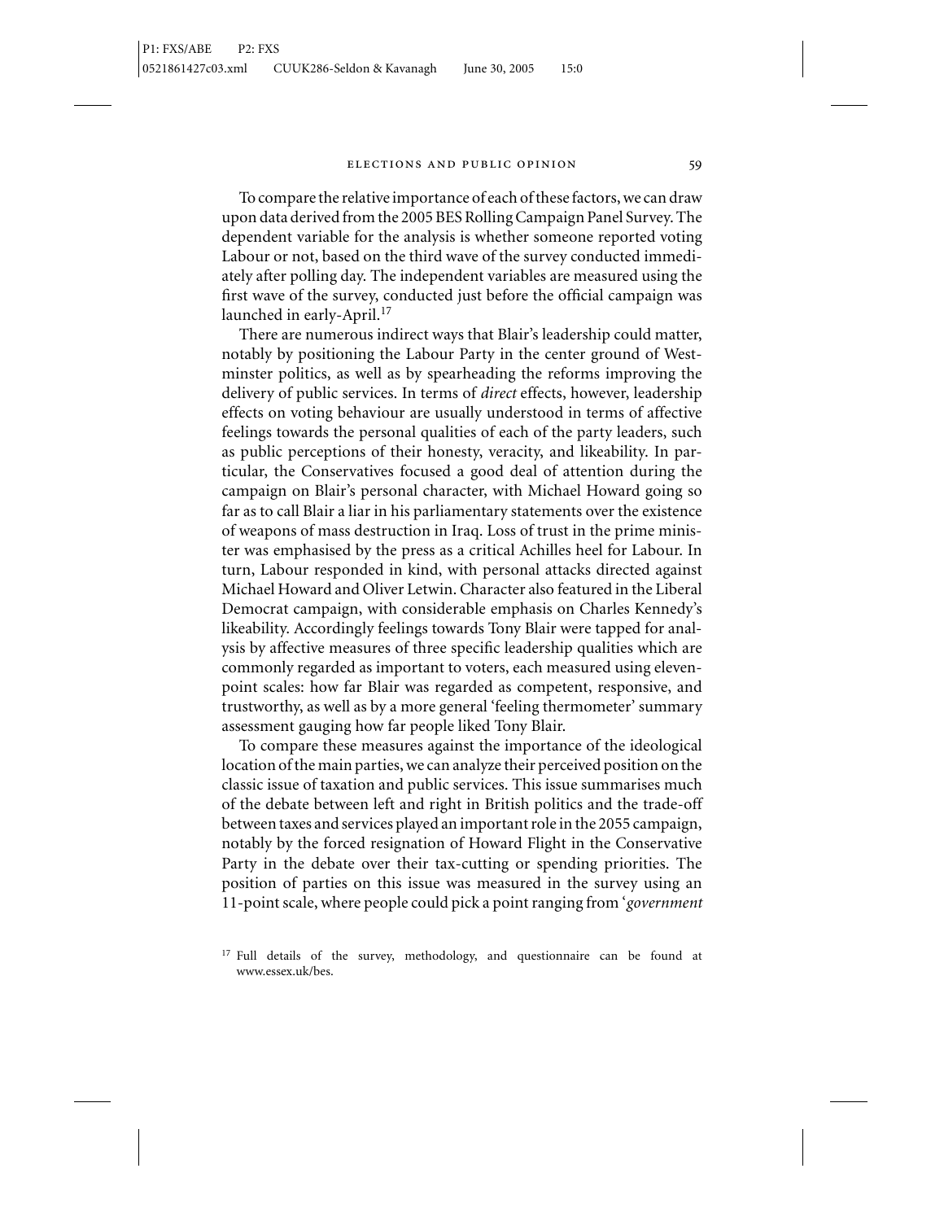To compare the relative importance of each of these factors, we can draw upon data derived from the 2005 BES Rolling Campaign Panel Survey. The dependent variable for the analysis is whether someone reported voting Labour or not, based on the third wave of the survey conducted immediately after polling day. The independent variables are measured using the first wave of the survey, conducted just before the official campaign was launched in early-April.[17]

There are numerous indirect ways that Blair's leadership could matter, notably by positioning the Labour Party in the center ground of Westminster politics, as well as by spearheading the reforms improving the delivery of public services. In terms of *direct* effects, however, leadership effects on voting behaviour are usually understood in terms of affective feelings towards the personal qualities of each of the party leaders, such as public perceptions of their honesty, veracity, and likeability. In particular, the Conservatives focused a good deal of attention during the campaign on Blair's personal character, with Michael Howard going so far as to call Blair a liar in his parliamentary statements over the existence of weapons of mass destruction in Iraq. Loss of trust in the prime minister was emphasised by the press as a critical Achilles heel for Labour. In turn, Labour responded in kind, with personal attacks directed against Michael Howard and Oliver Letwin. Character also featured in the Liberal Democrat campaign, with considerable emphasis on Charles Kennedy's likeability. Accordingly feelings towards Tony Blair were tapped for analysis by affective measures of three specific leadership qualities which are commonly regarded as important to voters, each measured using eleven-point scales: how far Blair was regarded as competent, responsive, and trustworthy, as well as by a more general 'feeling thermometer' summary assessment gauging how far people liked Tony Blair.

To compare these measures against the importance of the ideological location of the main parties, we can analyze their perceived position on the classic issue of taxation and public services. This issue summarises much of the debate between left and right in British politics and the trade-off between taxes and services played an important role in the 2055 campaign, notably by the forced resignation of Howard Flight in the Conservative Party in the debate over their tax-cutting or spending priorities. The position of parties on this issue was measured in the survey using an 11-point scale, where people could pick a point ranging from '*government*

[17] Full details of the survey, methodology, and questionnaire can be found at www.essex.uk/bes.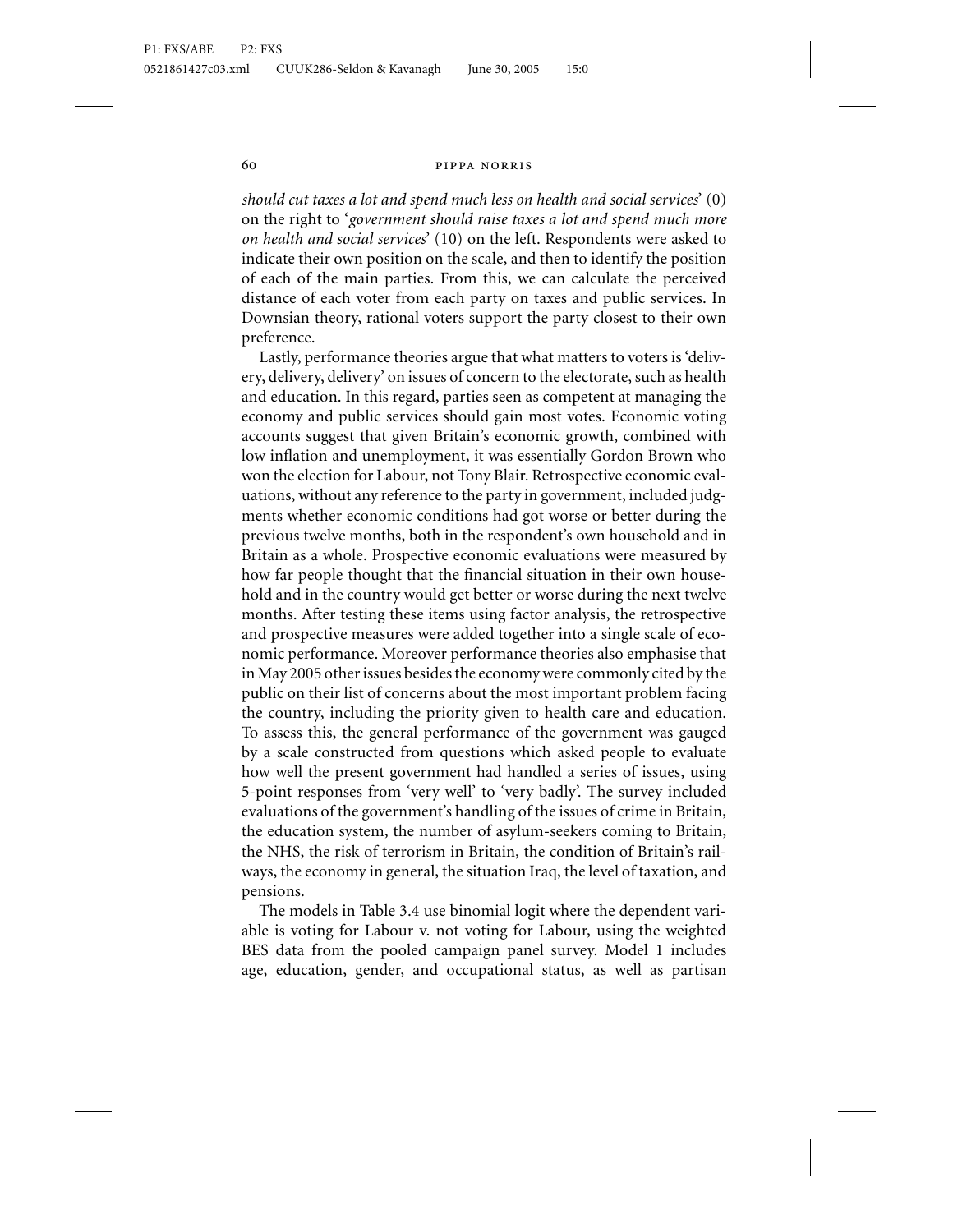*should cut taxes a lot and spend much less on health and social services*' (0) on the right to '*government should raise taxes a lot and spend much more on health and social services*' (10) on the left. Respondents were asked to indicate their own position on the scale, and then to identify the position of each of the main parties. From this, we can calculate the perceived distance of each voter from each party on taxes and public services. In Downsian theory, rational voters support the party closest to their own preference.

Lastly, performance theories argue that what matters to voters is 'delivery, delivery, delivery' on issues of concern to the electorate, such as health and education. In this regard, parties seen as competent at managing the economy and public services should gain most votes. Economic voting accounts suggest that given Britain's economic growth, combined with low inflation and unemployment, it was essentially Gordon Brown who won the election for Labour, not Tony Blair. Retrospective economic evaluations, without any reference to the party in government, included judgments whether economic conditions had got worse or better during the previous twelve months, both in the respondent's own household and in Britain as a whole. Prospective economic evaluations were measured by how far people thought that the financial situation in their own household and in the country would get better or worse during the next twelve months. After testing these items using factor analysis, the retrospective and prospective measures were added together into a single scale of economic performance. Moreover performance theories also emphasise that in May 2005 other issues besides the economy were commonly cited by the public on their list of concerns about the most important problem facing the country, including the priority given to health care and education. To assess this, the general performance of the government was gauged by a scale constructed from questions which asked people to evaluate how well the present government had handled a series of issues, using 5-point responses from 'very well' to 'very badly'. The survey included evaluations of the government's handling of the issues of crime in Britain, the education system, the number of asylum-seekers coming to Britain, the NHS, the risk of terrorism in Britain, the condition of Britain's railways, the economy in general, the situation Iraq, the level of taxation, and pensions.

The models in Table 3.4 use binomial logit where the dependent variable is voting for Labour v. not voting for Labour, using the weighted BES data from the pooled campaign panel survey. Model 1 includes age, education, gender, and occupational status, as well as partisan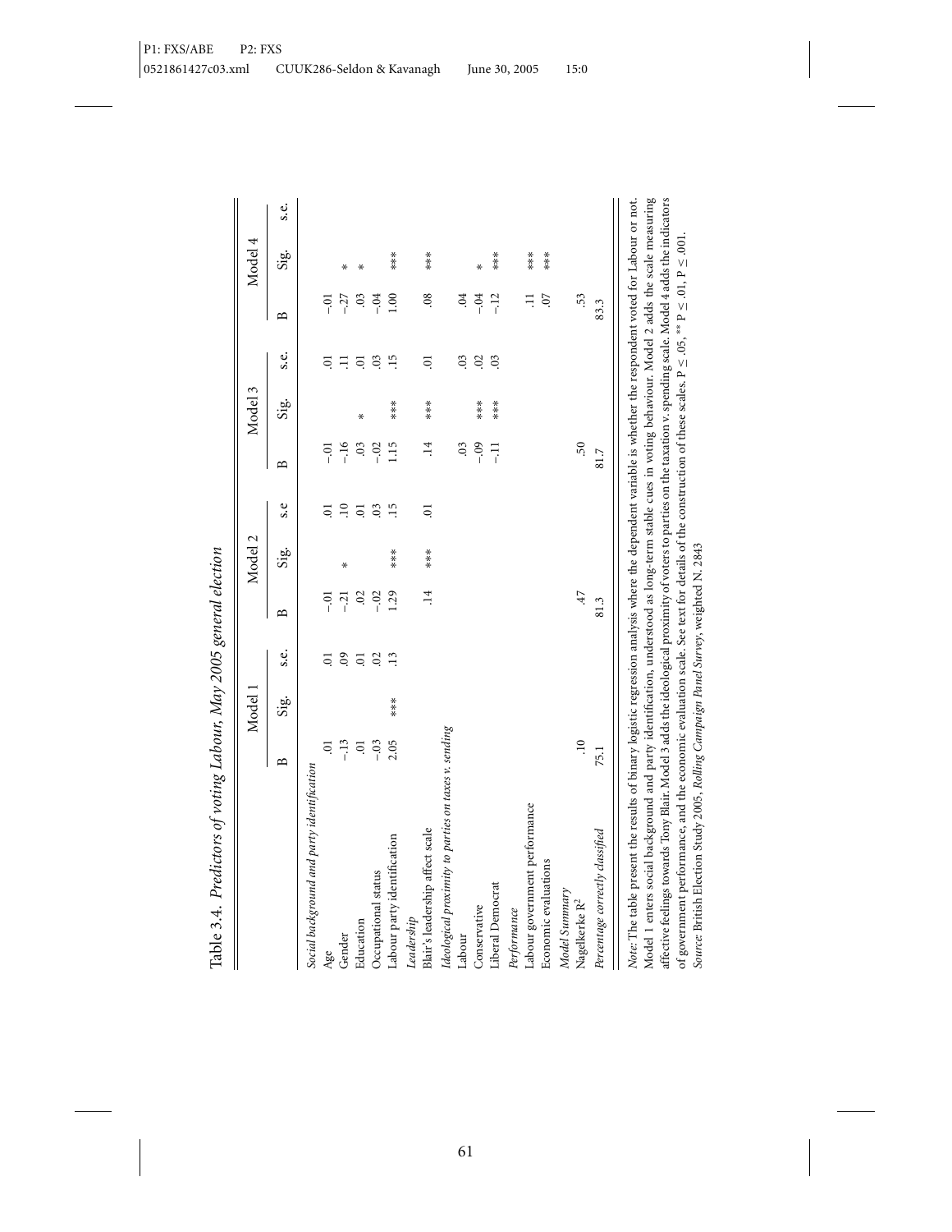Table 3.4. *Predictors of voting Labour, May 2005 general election*

| | Model 1 | | | Model 2 | | | Model 3 | | | Model 4 | | |
|---|---|---|---|---|---|---|---|---|---|---|---|---|
| | B | Sig. | s.e. | B | Sig. | s.e | B | Sig. | s.e. | B | Sig. | s.e. |
| *Social background and party identification* | | | | | | | | | | | | |
| Age | .01 | | .01 | −.01 | | .01 | −.01 | | .01 | −.01 | | |
| Gender | −.13 | | .09 | −.21 | * | .10 | −.16 | | .11 | −.27 | * | |
| Education | .01 | | .01 | .02 | | .01 | .03 | * | .01 | .03 | * | |
| Occupational status | −.03 | | .02 | −.02 | | .03 | −.02 | | .03 | −.04 | | |
| Labour party identification | 2.05 | *** | .13 | 1.29 | *** | .15 | 1.15 | *** | .15 | 1.00 | *** | |
| *Leadership* | | | | | | | | | | | | |
| Blair's leadership affect scale | | | | .14 | *** | .01 | .14 | *** | .01 | .08 | *** | |
| *Ideological proximity to parties on taxes v. sending* | | | | | | | | | | | | |
| Labour | | | | | | | .03 | | .03 | .04 | | |
| Conservative | | | | | | | −.09 | *** | .02 | −.04 | * | |
| Liberal Democrat | | | | | | | −.11 | *** | .03 | −.12 | *** | |
| *Performance* | | | | | | | | | | | | |
| Labour government performance | | | | | | | | | | .11 | *** | |
| Economic evaluations | | | | | | | | | | .07 | *** | |
| *Model Summary* | | | | | | | | | | | | |
| Nagelkerke $R^2$ | .10 | | | .47 | | | .50 | | | .53 | | |
| *Percentage correctly classified* | 75.1 | | | 81.3 | | | 81.7 | | | 83.3 | | |

*Note:* The table present the results of binary logistic regression analysis where the dependent variable is whether the respondent voted for Labour or not. Model 1 enters social background and party identification, understood as long-term stable cues in voting behaviour. Model 2 adds the scale measuring affective feelings towards Tony Blair. Model 3 adds the ideological proximity of voters to parties on the taxation v. spending scale. Model 4 adds the indicators of government performance, and the economic evaluation scale. See text for details of the construction of these scales. P ≤ .05, ** P ≤ .01, P ≤ .001.

*Source:* British Election Study 2005, *Rolling Campaign Panel Survey*, weighted N. 2843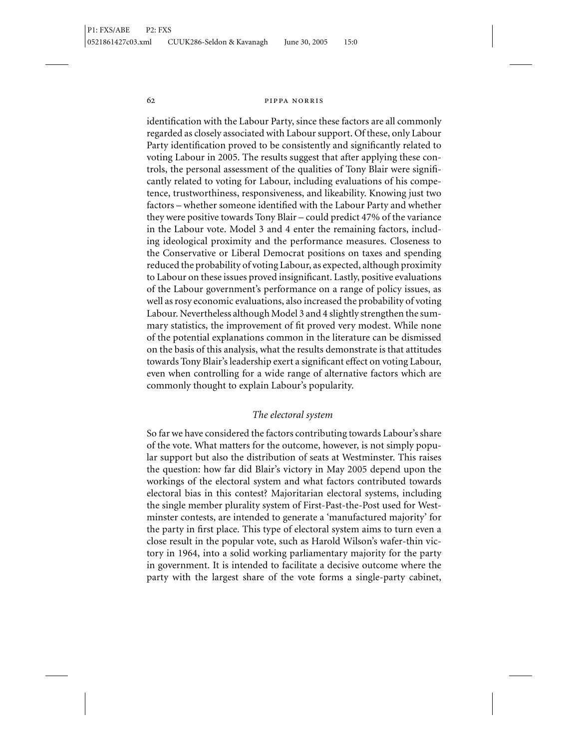identification with the Labour Party, since these factors are all commonly regarded as closely associated with Labour support. Of these, only Labour Party identification proved to be consistently and significantly related to voting Labour in 2005. The results suggest that after applying these controls, the personal assessment of the qualities of Tony Blair were significantly related to voting for Labour, including evaluations of his competence, trustworthiness, responsiveness, and likeability. Knowing just two factors – whether someone identified with the Labour Party and whether they were positive towards Tony Blair – could predict 47% of the variance in the Labour vote. Model 3 and 4 enter the remaining factors, including ideological proximity and the performance measures. Closeness to the Conservative or Liberal Democrat positions on taxes and spending reduced the probability of voting Labour, as expected, although proximity to Labour on these issues proved insignificant. Lastly, positive evaluations of the Labour government's performance on a range of policy issues, as well as rosy economic evaluations, also increased the probability of voting Labour. Nevertheless although Model 3 and 4 slightly strengthen the summary statistics, the improvement of fit proved very modest. While none of the potential explanations common in the literature can be dismissed on the basis of this analysis, what the results demonstrate is that attitudes towards Tony Blair's leadership exert a significant effect on voting Labour, even when controlling for a wide range of alternative factors which are commonly thought to explain Labour's popularity.

### *The electoral system*

So far we have considered the factors contributing towards Labour's share of the vote. What matters for the outcome, however, is not simply popular support but also the distribution of seats at Westminster. This raises the question: how far did Blair's victory in May 2005 depend upon the workings of the electoral system and what factors contributed towards electoral bias in this contest? Majoritarian electoral systems, including the single member plurality system of First-Past-the-Post used for Westminster contests, are intended to generate a 'manufactured majority' for the party in first place. This type of electoral system aims to turn even a close result in the popular vote, such as Harold Wilson's wafer-thin victory in 1964, into a solid working parliamentary majority for the party in government. It is intended to facilitate a decisive outcome where the party with the largest share of the vote forms a single-party cabinet,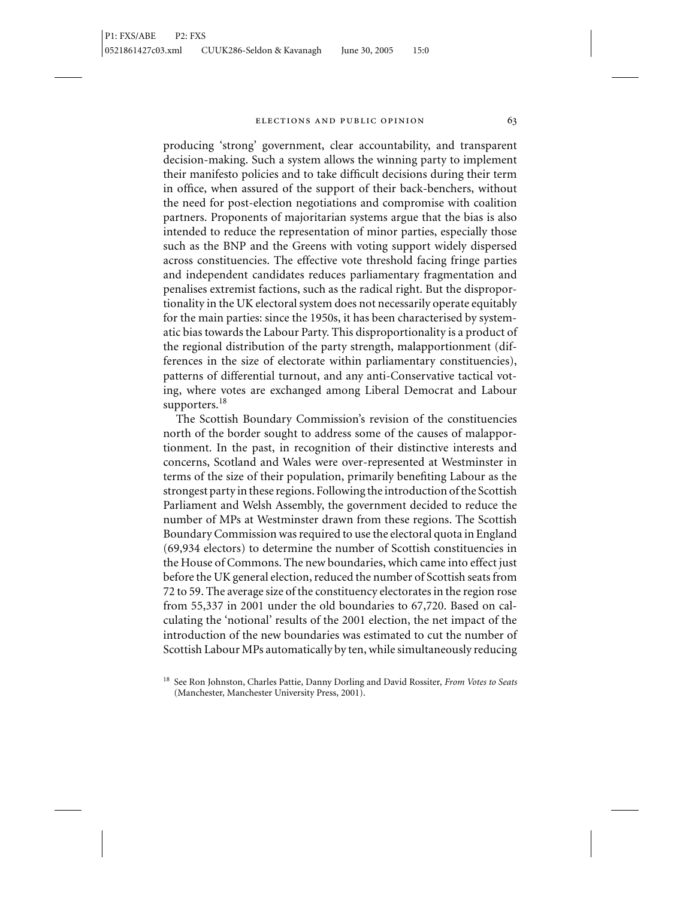producing 'strong' government, clear accountability, and transparent decision-making. Such a system allows the winning party to implement their manifesto policies and to take difficult decisions during their term in office, when assured of the support of their back-benchers, without the need for post-election negotiations and compromise with coalition partners. Proponents of majoritarian systems argue that the bias is also intended to reduce the representation of minor parties, especially those such as the BNP and the Greens with voting support widely dispersed across constituencies. The effective vote threshold facing fringe parties and independent candidates reduces parliamentary fragmentation and penalises extremist factions, such as the radical right. But the disproportionality in the UK electoral system does not necessarily operate equitably for the main parties: since the 1950s, it has been characterised by systematic bias towards the Labour Party. This disproportionality is a product of the regional distribution of the party strength, malapportionment (differences in the size of electorate within parliamentary constituencies), patterns of differential turnout, and any anti-Conservative tactical voting, where votes are exchanged among Liberal Democrat and Labour supporters.[18]

The Scottish Boundary Commission's revision of the constituencies north of the border sought to address some of the causes of malapportionment. In the past, in recognition of their distinctive interests and concerns, Scotland and Wales were over-represented at Westminster in terms of the size of their population, primarily benefiting Labour as the strongest party in these regions. Following the introduction of the Scottish Parliament and Welsh Assembly, the government decided to reduce the number of MPs at Westminster drawn from these regions. The Scottish Boundary Commission was required to use the electoral quota in England (69,934 electors) to determine the number of Scottish constituencies in the House of Commons. The new boundaries, which came into effect just before the UK general election, reduced the number of Scottish seats from 72 to 59. The average size of the constituency electorates in the region rose from 55,337 in 2001 under the old boundaries to 67,720. Based on calculating the 'notional' results of the 2001 election, the net impact of the introduction of the new boundaries was estimated to cut the number of Scottish Labour MPs automatically by ten, while simultaneously reducing

[18] See Ron Johnston, Charles Pattie, Danny Dorling and David Rossiter, *From Votes to Seats* (Manchester, Manchester University Press, 2001).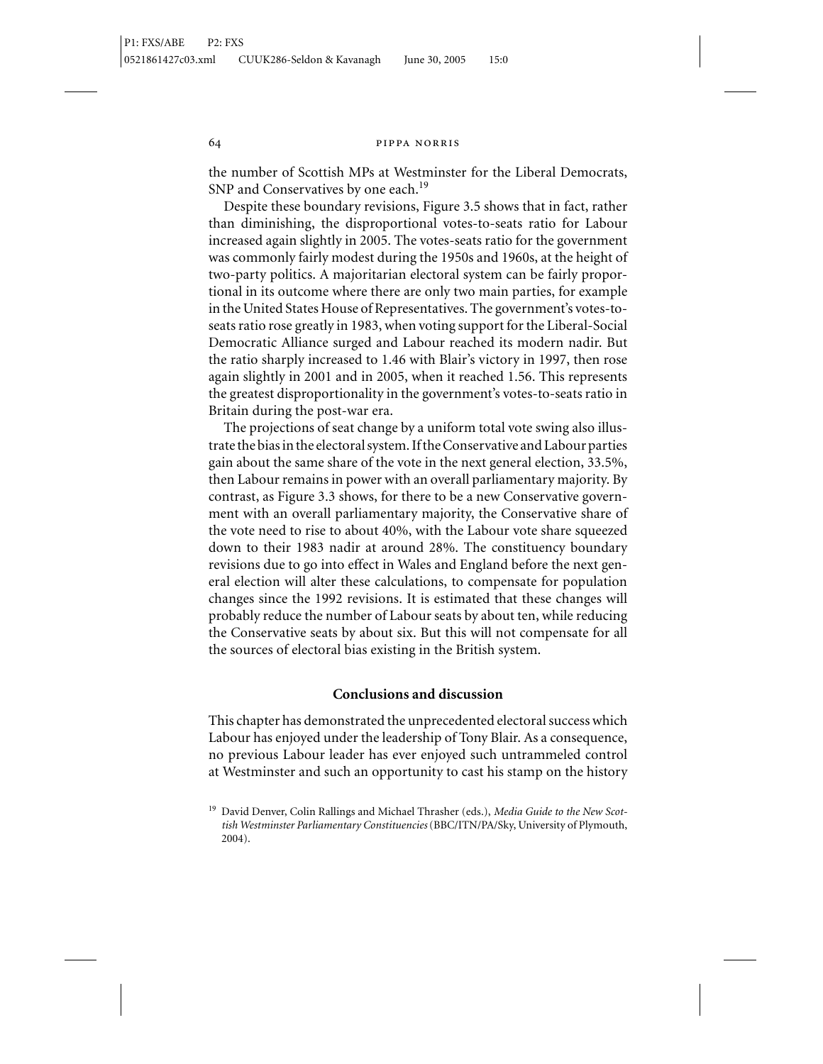the number of Scottish MPs at Westminster for the Liberal Democrats, SNP and Conservatives by one each.[19]

Despite these boundary revisions, Figure 3.5 shows that in fact, rather than diminishing, the disproportional votes-to-seats ratio for Labour increased again slightly in 2005. The votes-seats ratio for the government was commonly fairly modest during the 1950s and 1960s, at the height of two-party politics. A majoritarian electoral system can be fairly proportional in its outcome where there are only two main parties, for example in the United States House of Representatives. The government's votes-to-seats ratio rose greatly in 1983, when voting support for the Liberal-Social Democratic Alliance surged and Labour reached its modern nadir. But the ratio sharply increased to 1.46 with Blair's victory in 1997, then rose again slightly in 2001 and in 2005, when it reached 1.56. This represents the greatest disproportionality in the government's votes-to-seats ratio in Britain during the post-war era.

The projections of seat change by a uniform total vote swing also illustrate the bias in the electoral system. If the Conservative and Labour parties gain about the same share of the vote in the next general election, 33.5%, then Labour remains in power with an overall parliamentary majority. By contrast, as Figure 3.3 shows, for there to be a new Conservative government with an overall parliamentary majority, the Conservative share of the vote need to rise to about 40%, with the Labour vote share squeezed down to their 1983 nadir at around 28%. The constituency boundary revisions due to go into effect in Wales and England before the next general election will alter these calculations, to compensate for population changes since the 1992 revisions. It is estimated that these changes will probably reduce the number of Labour seats by about ten, while reducing the Conservative seats by about six. But this will not compensate for all the sources of electoral bias existing in the British system.

### Conclusions and discussion

This chapter has demonstrated the unprecedented electoral success which Labour has enjoyed under the leadership of Tony Blair. As a consequence, no previous Labour leader has ever enjoyed such untrammeled control at Westminster and such an opportunity to cast his stamp on the history

[19] David Denver, Colin Rallings and Michael Thrasher (eds.), *Media Guide to the New Scottish Westminster Parliamentary Constituencies* (BBC/ITN/PA/Sky, University of Plymouth, 2004).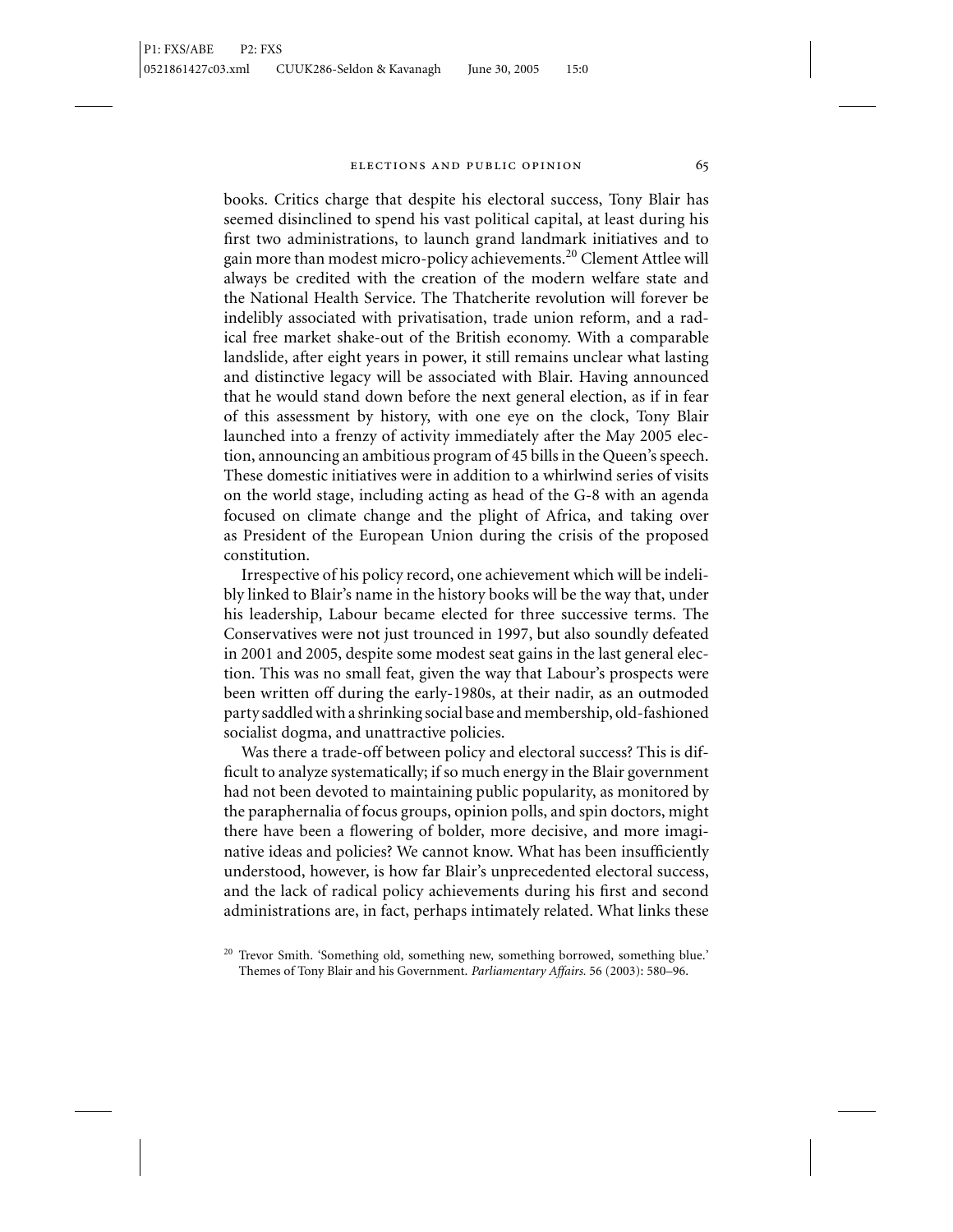books. Critics charge that despite his electoral success, Tony Blair has seemed disinclined to spend his vast political capital, at least during his first two administrations, to launch grand landmark initiatives and to gain more than modest micro-policy achievements.[20] Clement Attlee will always be credited with the creation of the modern welfare state and the National Health Service. The Thatcherite revolution will forever be indelibly associated with privatisation, trade union reform, and a radical free market shake-out of the British economy. With a comparable landslide, after eight years in power, it still remains unclear what lasting and distinctive legacy will be associated with Blair. Having announced that he would stand down before the next general election, as if in fear of this assessment by history, with one eye on the clock, Tony Blair launched into a frenzy of activity immediately after the May 2005 election, announcing an ambitious program of 45 bills in the Queen's speech. These domestic initiatives were in addition to a whirlwind series of visits on the world stage, including acting as head of the G-8 with an agenda focused on climate change and the plight of Africa, and taking over as President of the European Union during the crisis of the proposed constitution.

Irrespective of his policy record, one achievement which will be indelibly linked to Blair's name in the history books will be the way that, under his leadership, Labour became elected for three successive terms. The Conservatives were not just trounced in 1997, but also soundly defeated in 2001 and 2005, despite some modest seat gains in the last general election. This was no small feat, given the way that Labour's prospects were been written off during the early-1980s, at their nadir, as an outmoded party saddled with a shrinking social base and membership, old-fashioned socialist dogma, and unattractive policies.

Was there a trade-off between policy and electoral success? This is difficult to analyze systematically; if so much energy in the Blair government had not been devoted to maintaining public popularity, as monitored by the paraphernalia of focus groups, opinion polls, and spin doctors, might there have been a flowering of bolder, more decisive, and more imaginative ideas and policies? We cannot know. What has been insufficiently understood, however, is how far Blair's unprecedented electoral success, and the lack of radical policy achievements during his first and second administrations are, in fact, perhaps intimately related. What links these

[20] Trevor Smith. 'Something old, something new, something borrowed, something blue.' Themes of Tony Blair and his Government. *Parliamentary Affairs.* 56 (2003): 580–96.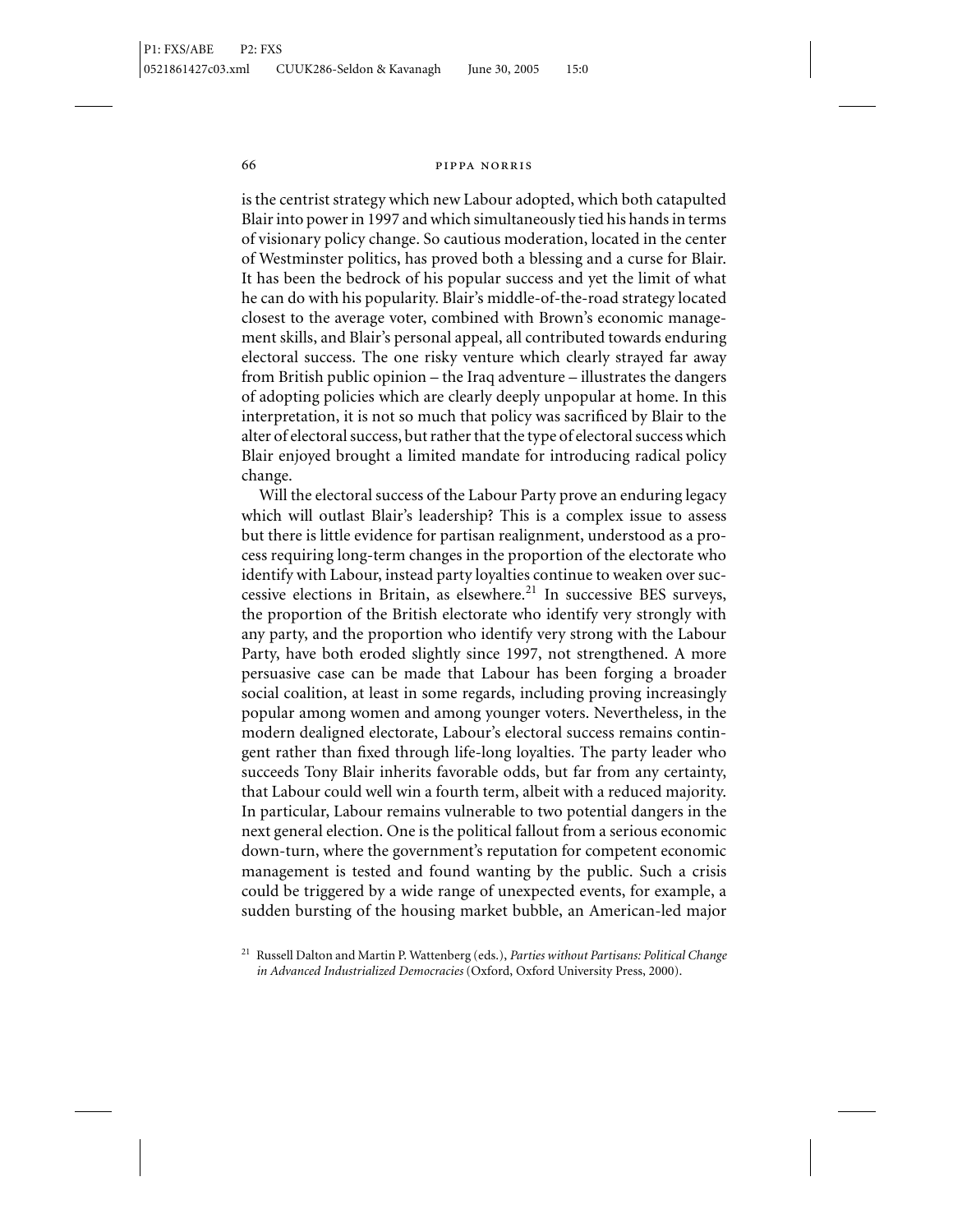is the centrist strategy which new Labour adopted, which both catapulted Blair into power in 1997 and which simultaneously tied his hands in terms of visionary policy change. So cautious moderation, located in the center of Westminster politics, has proved both a blessing and a curse for Blair. It has been the bedrock of his popular success and yet the limit of what he can do with his popularity. Blair's middle-of-the-road strategy located closest to the average voter, combined with Brown's economic management skills, and Blair's personal appeal, all contributed towards enduring electoral success. The one risky venture which clearly strayed far away from British public opinion – the Iraq adventure – illustrates the dangers of adopting policies which are clearly deeply unpopular at home. In this interpretation, it is not so much that policy was sacrificed by Blair to the alter of electoral success, but rather that the type of electoral success which Blair enjoyed brought a limited mandate for introducing radical policy change.

Will the electoral success of the Labour Party prove an enduring legacy which will outlast Blair's leadership? This is a complex issue to assess but there is little evidence for partisan realignment, understood as a process requiring long-term changes in the proportion of the electorate who identify with Labour, instead party loyalties continue to weaken over successive elections in Britain, as elsewhere.[21] In successive BES surveys, the proportion of the British electorate who identify very strongly with any party, and the proportion who identify very strong with the Labour Party, have both eroded slightly since 1997, not strengthened. A more persuasive case can be made that Labour has been forging a broader social coalition, at least in some regards, including proving increasingly popular among women and among younger voters. Nevertheless, in the modern dealigned electorate, Labour's electoral success remains contingent rather than fixed through life-long loyalties. The party leader who succeeds Tony Blair inherits favorable odds, but far from any certainty, that Labour could well win a fourth term, albeit with a reduced majority. In particular, Labour remains vulnerable to two potential dangers in the next general election. One is the political fallout from a serious economic down-turn, where the government's reputation for competent economic management is tested and found wanting by the public. Such a crisis could be triggered by a wide range of unexpected events, for example, a sudden bursting of the housing market bubble, an American-led major

[21] Russell Dalton and Martin P. Wattenberg (eds.), *Parties without Partisans: Political Change in Advanced Industrialized Democracies* (Oxford, Oxford University Press, 2000).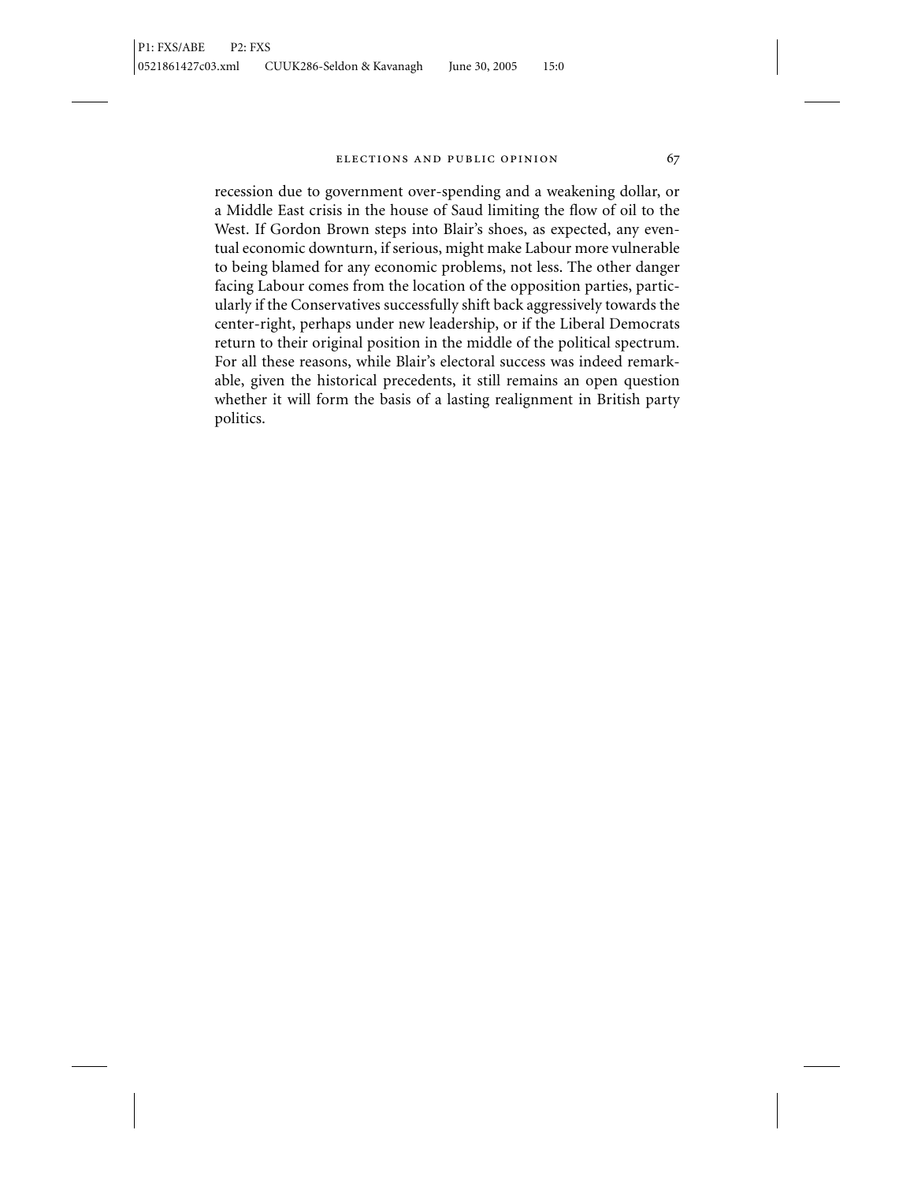recession due to government over-spending and a weakening dollar, or a Middle East crisis in the house of Saud limiting the flow of oil to the West. If Gordon Brown steps into Blair's shoes, as expected, any eventual economic downturn, if serious, might make Labour more vulnerable to being blamed for any economic problems, not less. The other danger facing Labour comes from the location of the opposition parties, particularly if the Conservatives successfully shift back aggressively towards the center-right, perhaps under new leadership, or if the Liberal Democrats return to their original position in the middle of the political spectrum. For all these reasons, while Blair's electoral success was indeed remarkable, given the historical precedents, it still remains an open question whether it will form the basis of a lasting realignment in British party politics.